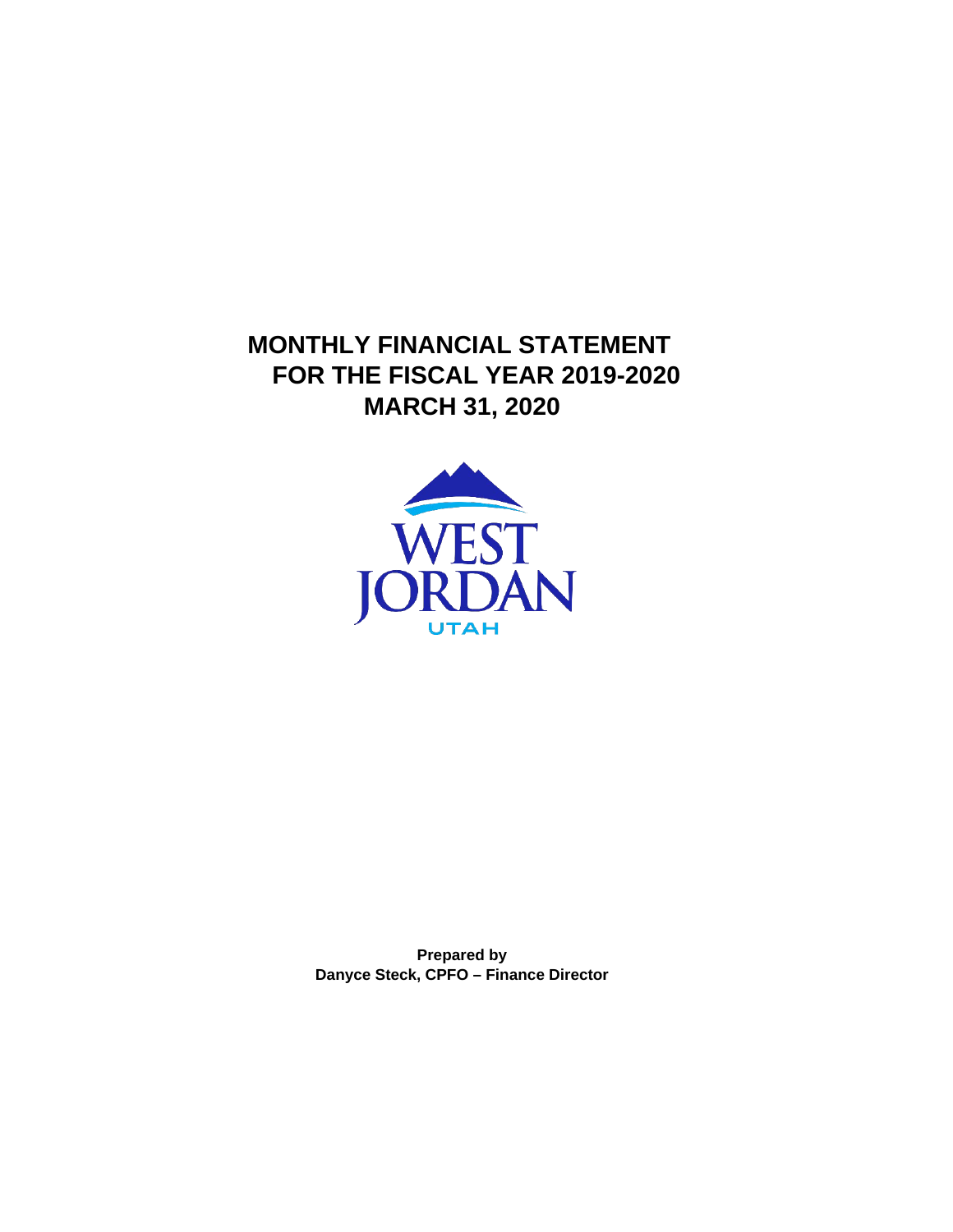# MONTHLY FINANCIAL STATEMENT
# FOR THE FISCAL YEAR 2019-2020
# MARCH 31, 2020

WEST JORDAN

UTAH

**Prepared by**
**Danyce Steck, CPFO – Finance Director**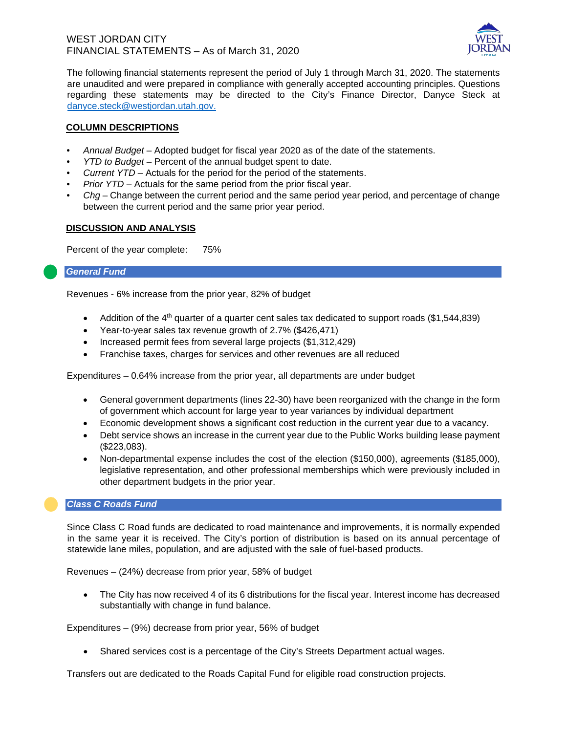WEST JORDAN CITY
FINANCIAL STATEMENTS – As of March 31, 2020

The following financial statements represent the period of July 1 through March 31, 2020. The statements are unaudited and were prepared in compliance with generally accepted accounting principles. Questions regarding these statements may be directed to the City's Finance Director, Danyce Steck at danyce.steck@westjordan.utah.gov.

## COLUMN DESCRIPTIONS

- *Annual Budget* – Adopted budget for fiscal year 2020 as of the date of the statements.
- *YTD to Budget* – Percent of the annual budget spent to date.
- *Current YTD* – Actuals for the period for the period of the statements.
- *Prior YTD* – Actuals for the same period from the prior fiscal year.
- *Chg* – Change between the current period and the same period year period, and percentage of change between the current period and the same prior year period.

## DISCUSSION AND ANALYSIS

Percent of the year complete: 75%

### *General Fund*

Revenues - 6% increase from the prior year, 82% of budget

- Addition of the 4th quarter of a quarter cent sales tax dedicated to support roads ($1,544,839)
- Year-to-year sales tax revenue growth of 2.7% ($426,471)
- Increased permit fees from several large projects ($1,312,429)
- Franchise taxes, charges for services and other revenues are all reduced

Expenditures – 0.64% increase from the prior year, all departments are under budget

- General government departments (lines 22-30) have been reorganized with the change in the form of government which account for large year to year variances by individual department
- Economic development shows a significant cost reduction in the current year due to a vacancy.
- Debt service shows an increase in the current year due to the Public Works building lease payment ($223,083).
- Non-departmental expense includes the cost of the election ($150,000), agreements ($185,000), legislative representation, and other professional memberships which were previously included in other department budgets in the prior year.

### *Class C Roads Fund*

Since Class C Road funds are dedicated to road maintenance and improvements, it is normally expended in the same year it is received. The City's portion of distribution is based on its annual percentage of statewide lane miles, population, and are adjusted with the sale of fuel-based products.

Revenues – (24%) decrease from prior year, 58% of budget

- The City has now received 4 of its 6 distributions for the fiscal year. Interest income has decreased substantially with change in fund balance.

Expenditures – (9%) decrease from prior year, 56% of budget

- Shared services cost is a percentage of the City's Streets Department actual wages.

Transfers out are dedicated to the Roads Capital Fund for eligible road construction projects.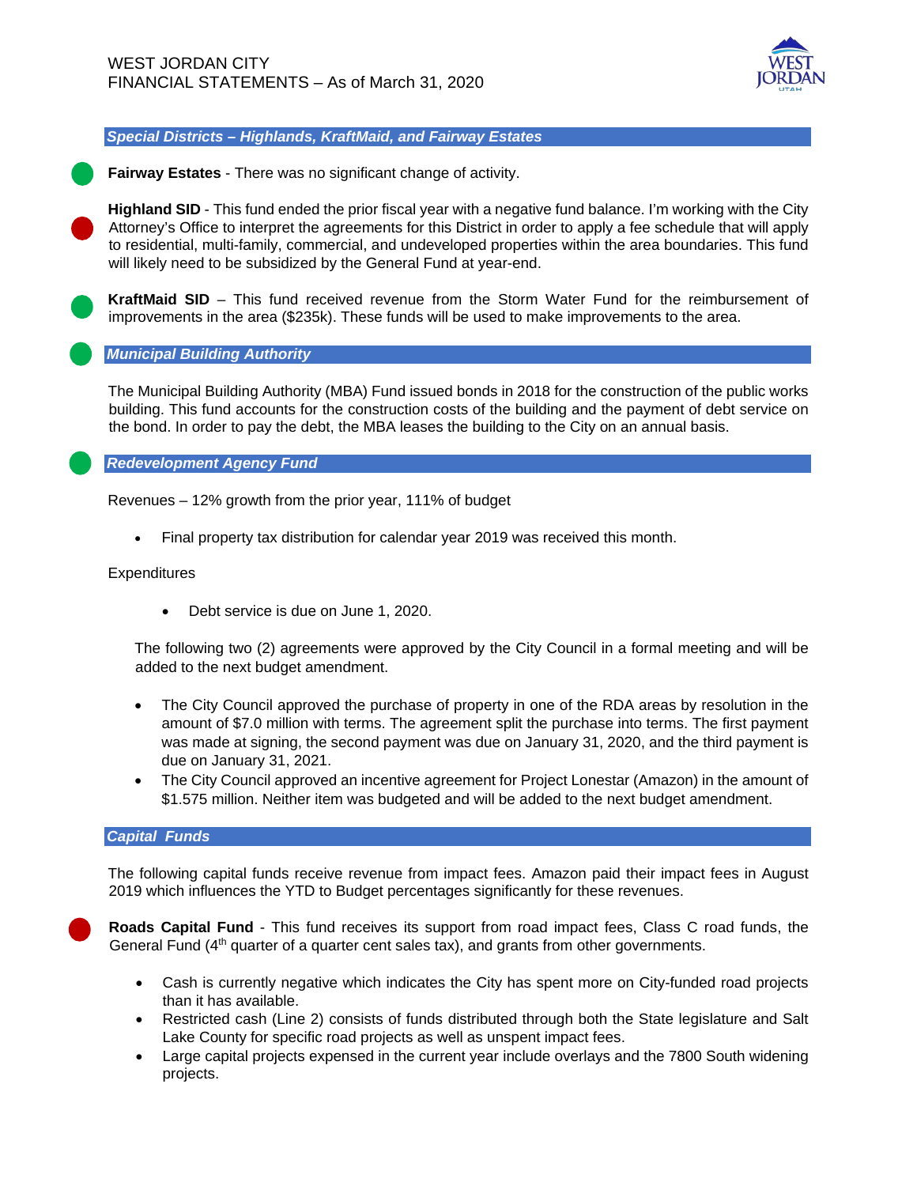## *Special Districts – Highlands, KraftMaid, and Fairway Estates*

**Fairway Estates** - There was no significant change of activity.

**Highland SID** - This fund ended the prior fiscal year with a negative fund balance. I'm working with the City Attorney's Office to interpret the agreements for this District in order to apply a fee schedule that will apply to residential, multi-family, commercial, and undeveloped properties within the area boundaries. This fund will likely need to be subsidized by the General Fund at year-end.

**KraftMaid SID** – This fund received revenue from the Storm Water Fund for the reimbursement of improvements in the area ($235k). These funds will be used to make improvements to the area.

## *Municipal Building Authority*

The Municipal Building Authority (MBA) Fund issued bonds in 2018 for the construction of the public works building. This fund accounts for the construction costs of the building and the payment of debt service on the bond. In order to pay the debt, the MBA leases the building to the City on an annual basis.

## *Redevelopment Agency Fund*

Revenues – 12% growth from the prior year, 111% of budget

- Final property tax distribution for calendar year 2019 was received this month.

Expenditures

- Debt service is due on June 1, 2020.

The following two (2) agreements were approved by the City Council in a formal meeting and will be added to the next budget amendment.

- The City Council approved the purchase of property in one of the RDA areas by resolution in the amount of $7.0 million with terms. The agreement split the purchase into terms. The first payment was made at signing, the second payment was due on January 31, 2020, and the third payment is due on January 31, 2021.
- The City Council approved an incentive agreement for Project Lonestar (Amazon) in the amount of $1.575 million. Neither item was budgeted and will be added to the next budget amendment.

## *Capital Funds*

The following capital funds receive revenue from impact fees. Amazon paid their impact fees in August 2019 which influences the YTD to Budget percentages significantly for these revenues.

**Roads Capital Fund** - This fund receives its support from road impact fees, Class C road funds, the General Fund (4th quarter of a quarter cent sales tax), and grants from other governments.

- Cash is currently negative which indicates the City has spent more on City-funded road projects than it has available.
- Restricted cash (Line 2) consists of funds distributed through both the State legislature and Salt Lake County for specific road projects as well as unspent impact fees.
- Large capital projects expensed in the current year include overlays and the 7800 South widening projects.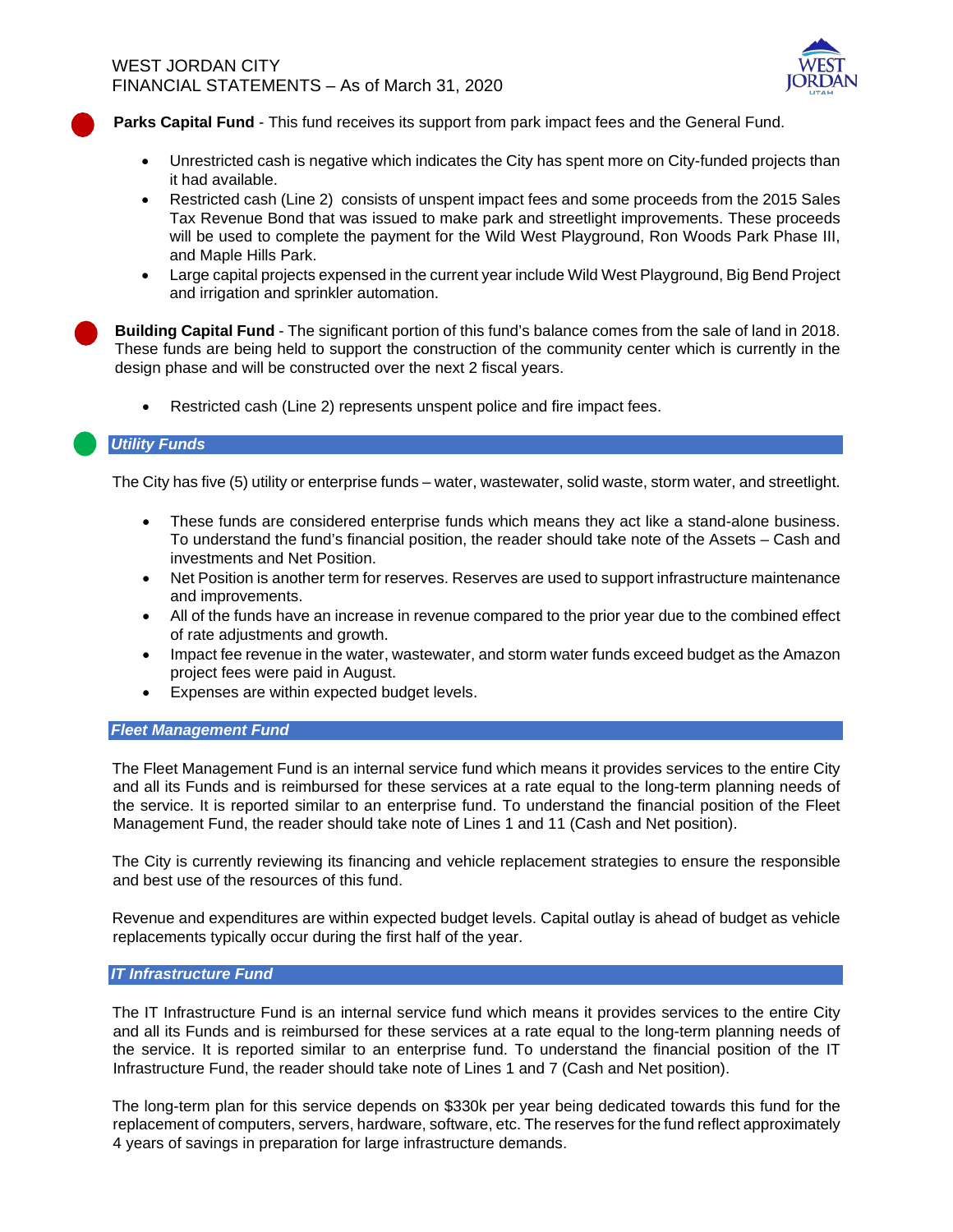**Parks Capital Fund** - This fund receives its support from park impact fees and the General Fund.

- Unrestricted cash is negative which indicates the City has spent more on City-funded projects than it had available.
- Restricted cash (Line 2) consists of unspent impact fees and some proceeds from the 2015 Sales Tax Revenue Bond that was issued to make park and streetlight improvements. These proceeds will be used to complete the payment for the Wild West Playground, Ron Woods Park Phase III, and Maple Hills Park.
- Large capital projects expensed in the current year include Wild West Playground, Big Bend Project and irrigation and sprinkler automation.

**Building Capital Fund** - The significant portion of this fund's balance comes from the sale of land in 2018. These funds are being held to support the construction of the community center which is currently in the design phase and will be constructed over the next 2 fiscal years.

- Restricted cash (Line 2) represents unspent police and fire impact fees.

## *Utility Funds*

The City has five (5) utility or enterprise funds – water, wastewater, solid waste, storm water, and streetlight.

- These funds are considered enterprise funds which means they act like a stand-alone business. To understand the fund's financial position, the reader should take note of the Assets – Cash and investments and Net Position.
- Net Position is another term for reserves. Reserves are used to support infrastructure maintenance and improvements.
- All of the funds have an increase in revenue compared to the prior year due to the combined effect of rate adjustments and growth.
- Impact fee revenue in the water, wastewater, and storm water funds exceed budget as the Amazon project fees were paid in August.
- Expenses are within expected budget levels.

## *Fleet Management Fund*

The Fleet Management Fund is an internal service fund which means it provides services to the entire City and all its Funds and is reimbursed for these services at a rate equal to the long-term planning needs of the service. It is reported similar to an enterprise fund. To understand the financial position of the Fleet Management Fund, the reader should take note of Lines 1 and 11 (Cash and Net position).

The City is currently reviewing its financing and vehicle replacement strategies to ensure the responsible and best use of the resources of this fund.

Revenue and expenditures are within expected budget levels. Capital outlay is ahead of budget as vehicle replacements typically occur during the first half of the year.

## *IT Infrastructure Fund*

The IT Infrastructure Fund is an internal service fund which means it provides services to the entire City and all its Funds and is reimbursed for these services at a rate equal to the long-term planning needs of the service. It is reported similar to an enterprise fund. To understand the financial position of the IT Infrastructure Fund, the reader should take note of Lines 1 and 7 (Cash and Net position).

The long-term plan for this service depends on $330k per year being dedicated towards this fund for the replacement of computers, servers, hardware, software, etc. The reserves for the fund reflect approximately 4 years of savings in preparation for large infrastructure demands.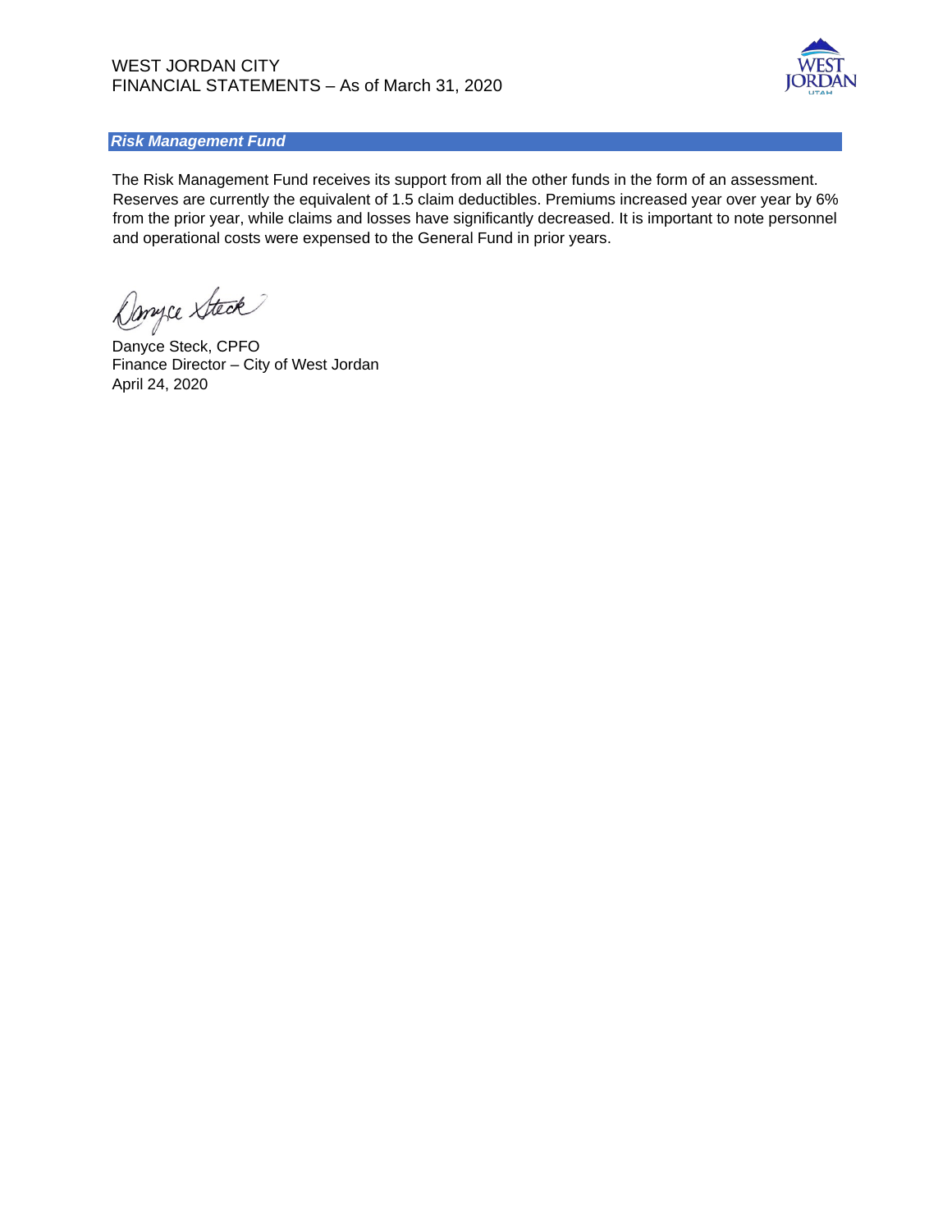## *Risk Management Fund*

The Risk Management Fund receives its support from all the other funds in the form of an assessment. Reserves are currently the equivalent of 1.5 claim deductibles. Premiums increased year over year by 6% from the prior year, while claims and losses have significantly decreased. It is important to note personnel and operational costs were expensed to the General Fund in prior years.

Danyce Steck, CPFO
Finance Director – City of West Jordan
April 24, 2020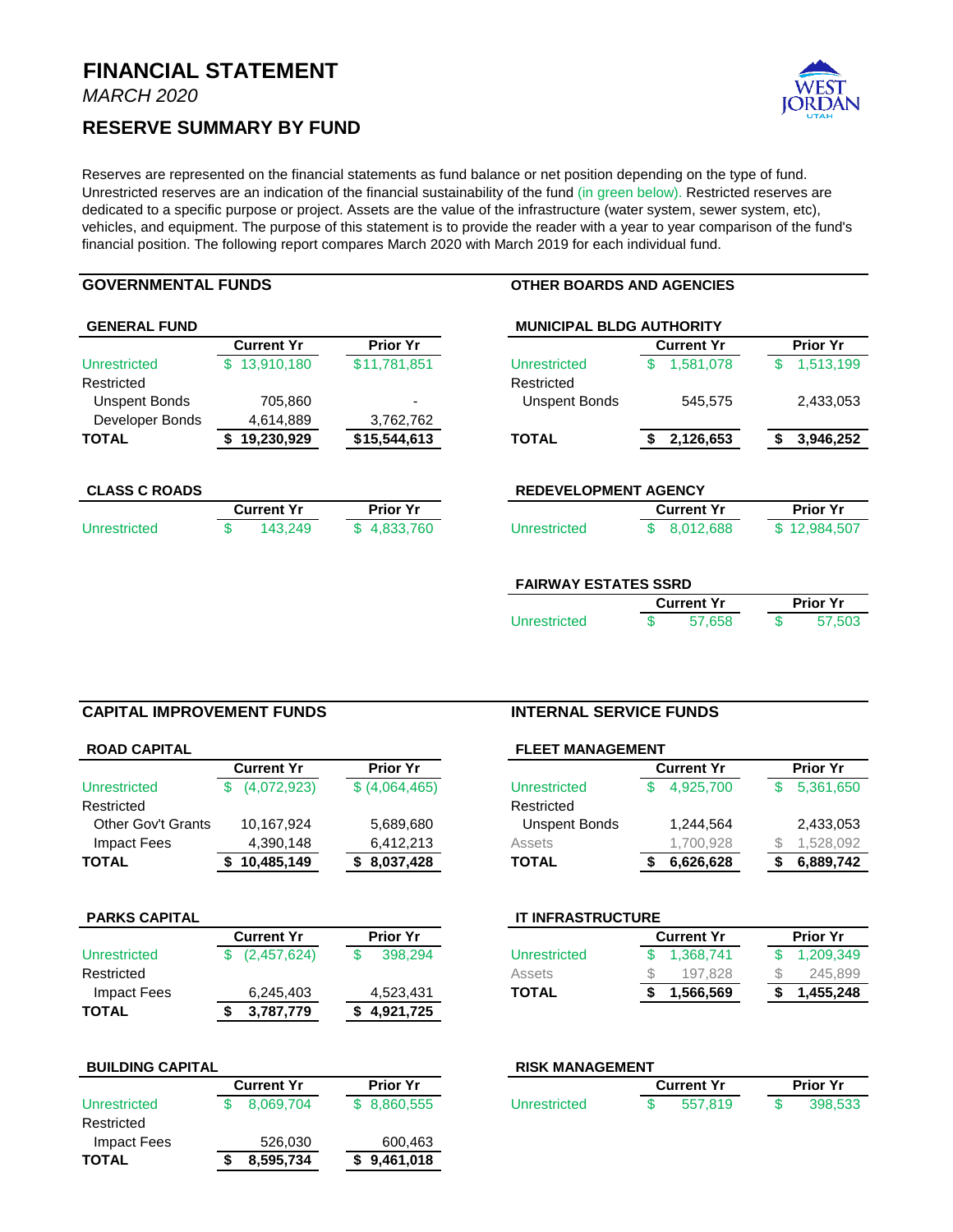# FINANCIAL STATEMENT

*MARCH 2020*

## RESERVE SUMMARY BY FUND

Reserves are represented on the financial statements as fund balance or net position depending on the type of fund. Unrestricted reserves are an indication of the financial sustainability of the fund (in green below). Restricted reserves are dedicated to a specific purpose or project. Assets are the value of the infrastructure (water system, sewer system, etc), vehicles, and equipment. The purpose of this statement is to provide the reader with a year to year comparison of the fund's financial position. The following report compares March 2020 with March 2019 for each individual fund.

## GOVERNMENTAL FUNDS

### GENERAL FUND

| | Current Yr | Prior Yr |
|---|---|---|
| Unrestricted | $ 13,910,180 | $11,781,851 |
| Restricted | | |
| Unspent Bonds | 705,860 | - |
| Developer Bonds | 4,614,889 | 3,762,762 |
| **TOTAL** | **$ 19,230,929** | **$15,544,613** |

### CLASS C ROADS

| | Current Yr | Prior Yr |
|---|---|---|
| Unrestricted | $ 143,249 | $ 4,833,760 |

## OTHER BOARDS AND AGENCIES

### MUNICIPAL BLDG AUTHORITY

| | Current Yr | Prior Yr |
|---|---|---|
| Unrestricted | $ 1,581,078 | $ 1,513,199 |
| Restricted | | |
| Unspent Bonds | 545,575 | 2,433,053 |
| **TOTAL** | **$ 2,126,653** | **$ 3,946,252** |

### REDEVELOPMENT AGENCY

| | Current Yr | Prior Yr |
|---|---|---|
| Unrestricted | $ 8,012,688 | $ 12,984,507 |

### FAIRWAY ESTATES SSRD

| | Current Yr | Prior Yr |
|---|---|---|
| Unrestricted | $ 57,658 | $ 57,503 |

## CAPITAL IMPROVEMENT FUNDS

### ROAD CAPITAL

| | Current Yr | Prior Yr |
|---|---|---|
| Unrestricted | $ (4,072,923) | $ (4,064,465) |
| Restricted | | |
| Other Gov't Grants | 10,167,924 | 5,689,680 |
| Impact Fees | 4,390,148 | 6,412,213 |
| **TOTAL** | **$ 10,485,149** | **$ 8,037,428** |

### PARKS CAPITAL

| | Current Yr | Prior Yr |
|---|---|---|
| Unrestricted | $ (2,457,624) | $ 398,294 |
| Restricted | | |
| Impact Fees | 6,245,403 | 4,523,431 |
| **TOTAL** | **$ 3,787,779** | **$ 4,921,725** |

### BUILDING CAPITAL

| | Current Yr | Prior Yr |
|---|---|---|
| Unrestricted | $ 8,069,704 | $ 8,860,555 |
| Restricted | | |
| Impact Fees | 526,030 | 600,463 |
| **TOTAL** | **$ 8,595,734** | **$ 9,461,018** |

## INTERNAL SERVICE FUNDS

### FLEET MANAGEMENT

| | Current Yr | Prior Yr |
|---|---|---|
| Unrestricted | $ 4,925,700 | $ 5,361,650 |
| Restricted | | |
| Unspent Bonds | 1,244,564 | 2,433,053 |
| Assets | 1,700,928 | $ 1,528,092 |
| **TOTAL** | **$ 6,626,628** | **$ 6,889,742** |

### IT INFRASTRUCTURE

| | Current Yr | Prior Yr |
|---|---|---|
| Unrestricted | $ 1,368,741 | $ 1,209,349 |
| Assets | $ 197,828 | $ 245,899 |
| **TOTAL** | **$ 1,566,569** | **$ 1,455,248** |

### RISK MANAGEMENT

| | Current Yr | Prior Yr |
|---|---|---|
| Unrestricted | $ 557,819 | $ 398,533 |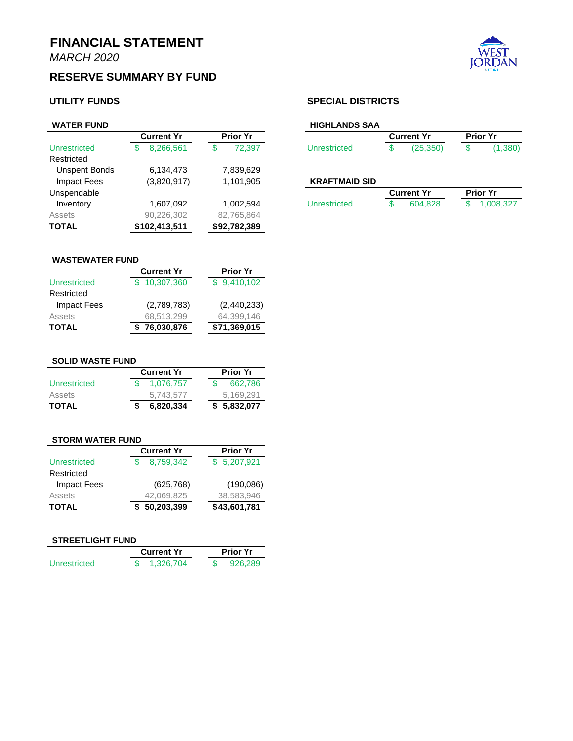# FINANCIAL STATEMENT

*MARCH 2020*

## RESERVE SUMMARY BY FUND

## UTILITY FUNDS

### WATER FUND

| | Current Yr | Prior Yr |
|---|---|---|
| Unrestricted | $ 8,266,561 | $ 72,397 |
| Restricted | | |
| Unspent Bonds | 6,134,473 | 7,839,629 |
| Impact Fees | (3,820,917) | 1,101,905 |
| Unspendable | | |
| Inventory | 1,607,092 | 1,002,594 |
| Assets | 90,226,302 | 82,765,864 |
| **TOTAL** | **$102,413,511** | **$92,782,389** |

### WASTEWATER FUND

| | Current Yr | Prior Yr |
|---|---|---|
| Unrestricted | $ 10,307,360 | $ 9,410,102 |
| Restricted | | |
| Impact Fees | (2,789,783) | (2,440,233) |
| Assets | 68,513,299 | 64,399,146 |
| **TOTAL** | **$ 76,030,876** | **$71,369,015** |

### SOLID WASTE FUND

| | Current Yr | Prior Yr |
|---|---|---|
| Unrestricted | $ 1,076,757 | $ 662,786 |
| Assets | 5,743,577 | 5,169,291 |
| **TOTAL** | **$ 6,820,334** | **$ 5,832,077** |

### STORM WATER FUND

| | Current Yr | Prior Yr |
|---|---|---|
| Unrestricted | $ 8,759,342 | $ 5,207,921 |
| Restricted | | |
| Impact Fees | (625,768) | (190,086) |
| Assets | 42,069,825 | 38,583,946 |
| **TOTAL** | **$ 50,203,399** | **$43,601,781** |

### STREETLIGHT FUND

| | Current Yr | Prior Yr |
|---|---|---|
| Unrestricted | $ 1,326,704 | $ 926,289 |

## SPECIAL DISTRICTS

### HIGHLANDS SAA

| | Current Yr | Prior Yr |
|---|---|---|
| Unrestricted | $ (25,350) | $ (1,380) |

### KRAFTMAID SID

| | Current Yr | Prior Yr |
|---|---|---|
| Unrestricted | $ 604,828 | $ 1,008,327 |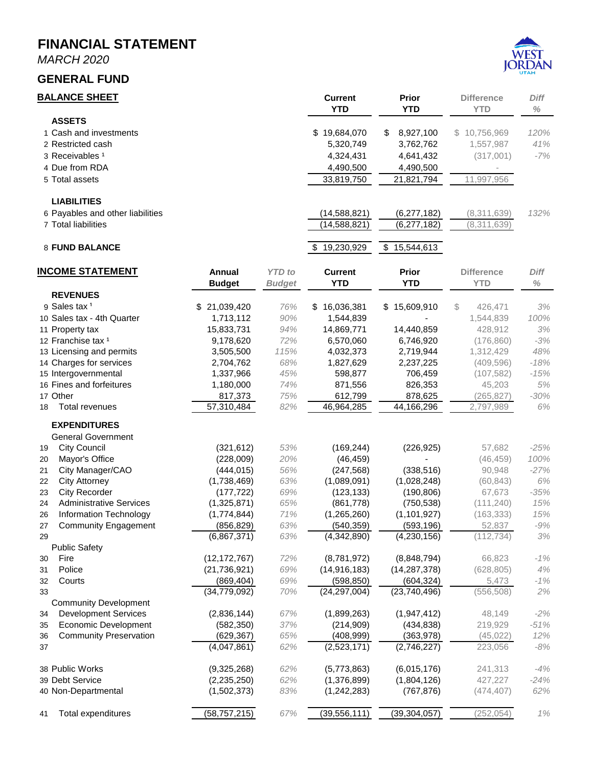# FINANCIAL STATEMENT

*MARCH 2020*

## GENERAL FUND

### BALANCE SHEET

| | | Current YTD | Prior YTD | Difference YTD | Diff % |
|---|---|---|---|---|---|
| | **ASSETS** | | | | |
| 1 | Cash and investments | $ 19,684,070 | $ 8,927,100 | $ 10,756,969 | 120% |
| 2 | Restricted cash | 5,320,749 | 3,762,762 | 1,557,987 | 41% |
| 3 | Receivables [1] | 4,324,431 | 4,641,432 | (317,001) | -7% |
| 4 | Due from RDA | 4,490,500 | 4,490,500 | - | |
| 5 | Total assets | 33,819,750 | 21,821,794 | 11,997,956 | |
| | **LIABILITIES** | | | | |
| 6 | Payables and other liabilities | (14,588,821) | (6,277,182) | (8,311,639) | 132% |
| 7 | Total liabilities | (14,588,821) | (6,277,182) | (8,311,639) | |
| 8 | **FUND BALANCE** | $ 19,230,929 | $ 15,544,613 | | |

### INCOME STATEMENT

| | | Annual Budget | *YTD to Budget* | Current YTD | Prior YTD | Difference YTD | Diff % |
|---|---|---|---|---|---|---|---|
| | **REVENUES** | | | | | | |
| 9 | Sales tax [1] | $ 21,039,420 | *76%* | $ 16,036,381 | $ 15,609,910 | $ 426,471 | 3% |
| 10 | Sales tax - 4th Quarter | 1,713,112 | *90%* | 1,544,839 | - | 1,544,839 | 100% |
| 11 | Property tax | 15,833,731 | *94%* | 14,869,771 | 14,440,859 | 428,912 | 3% |
| 12 | Franchise tax [1] | 9,178,620 | *72%* | 6,570,060 | 6,746,920 | (176,860) | -3% |
| 13 | Licensing and permits | 3,505,500 | *115%* | 4,032,373 | 2,719,944 | 1,312,429 | 48% |
| 14 | Charges for services | 2,704,762 | *68%* | 1,827,629 | 2,237,225 | (409,596) | -18% |
| 15 | Intergovernmental | 1,337,966 | *45%* | 598,877 | 706,459 | (107,582) | -15% |
| 16 | Fines and forfeitures | 1,180,000 | *74%* | 871,556 | 826,353 | 45,203 | 5% |
| 17 | Other | 817,373 | *75%* | 612,799 | 878,625 | (265,827) | -30% |
| 18 | Total revenues | 57,310,484 | *82%* | 46,964,285 | 44,166,296 | 2,797,989 | 6% |
| | **EXPENDITURES** | | | | | | |
| | General Government | | | | | | |
| 19 | City Council | (321,612) | *53%* | (169,244) | (226,925) | 57,682 | -25% |
| 20 | Mayor's Office | (228,009) | *20%* | (46,459) | - | (46,459) | 100% |
| 21 | City Manager/CAO | (444,015) | *56%* | (247,568) | (338,516) | 90,948 | -27% |
| 22 | City Attorney | (1,738,469) | *63%* | (1,089,091) | (1,028,248) | (60,843) | 6% |
| 23 | City Recorder | (177,722) | *69%* | (123,133) | (190,806) | 67,673 | -35% |
| 24 | Administrative Services | (1,325,871) | *65%* | (861,778) | (750,538) | (111,240) | 15% |
| 26 | Information Technology | (1,774,844) | *71%* | (1,265,260) | (1,101,927) | (163,333) | 15% |
| 27 | Community Engagement | (856,829) | *63%* | (540,359) | (593,196) | 52,837 | -9% |
| 29 | | (6,867,371) | *63%* | (4,342,890) | (4,230,156) | (112,734) | 3% |
| | Public Safety | | | | | | |
| 30 | Fire | (12,172,767) | *72%* | (8,781,972) | (8,848,794) | 66,823 | -1% |
| 31 | Police | (21,736,921) | *69%* | (14,916,183) | (14,287,378) | (628,805) | 4% |
| 32 | Courts | (869,404) | *69%* | (598,850) | (604,324) | 5,473 | -1% |
| 33 | | (34,779,092) | *70%* | (24,297,004) | (23,740,496) | (556,508) | 2% |
| | Community Development | | | | | | |
| 34 | Development Services | (2,836,144) | *67%* | (1,899,263) | (1,947,412) | 48,149 | -2% |
| 35 | Economic Development | (582,350) | *37%* | (214,909) | (434,838) | 219,929 | -51% |
| 36 | Community Preservation | (629,367) | *65%* | (408,999) | (363,978) | (45,022) | 12% |
| 37 | | (4,047,861) | *62%* | (2,523,171) | (2,746,227) | 223,056 | -8% |
| 38 | Public Works | (9,325,268) | *62%* | (5,773,863) | (6,015,176) | 241,313 | -4% |
| 39 | Debt Service | (2,235,250) | *62%* | (1,376,899) | (1,804,126) | 427,227 | -24% |
| 40 | Non-Departmental | (1,502,373) | *83%* | (1,242,283) | (767,876) | (474,407) | 62% |
| 41 | Total expenditures | (58,757,215) | *67%* | (39,556,111) | (39,304,057) | (252,054) | 1% |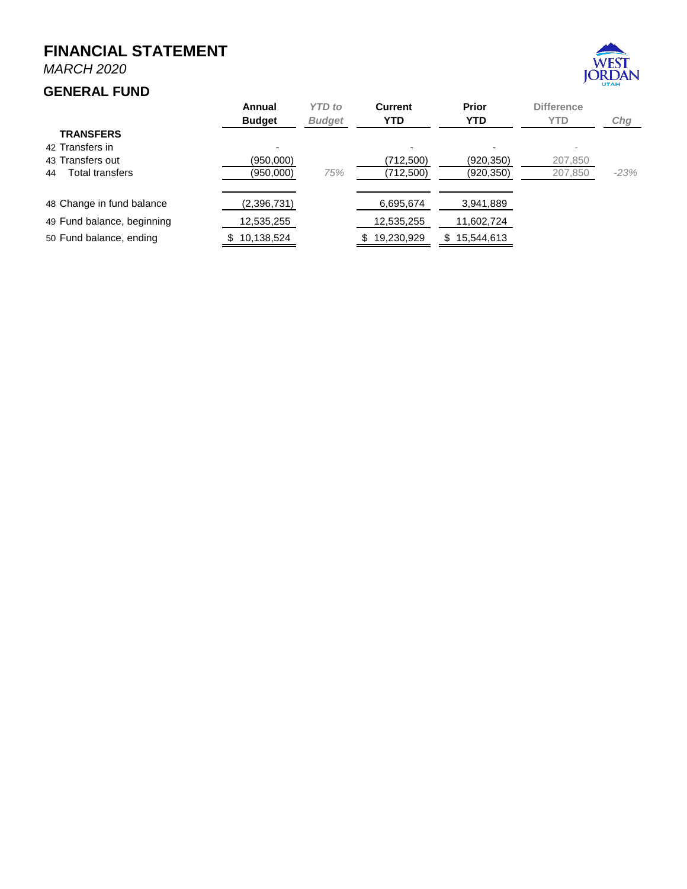# FINANCIAL STATEMENT

*MARCH 2020*

## GENERAL FUND

| | Annual Budget | *YTD to Budget* | Current YTD | Prior YTD | Difference YTD | *Chg* |
|---|---|---|---|---|---|---|
| **TRANSFERS** | | | | | | |
| 42 Transfers in | - | | - | - | - | |
| 43 Transfers out | (950,000) | | (712,500) | (920,350) | 207,850 | |
| 44 Total transfers | (950,000) | *75%* | (712,500) | (920,350) | 207,850 | *-23%* |
| | | | | | | |
| 48 Change in fund balance | (2,396,731) | | 6,695,674 | 3,941,889 | | |
| 49 Fund balance, beginning | 12,535,255 | | 12,535,255 | 11,602,724 | | |
| 50 Fund balance, ending | $ 10,138,524 | | $ 19,230,929 | $ 15,544,613 | | |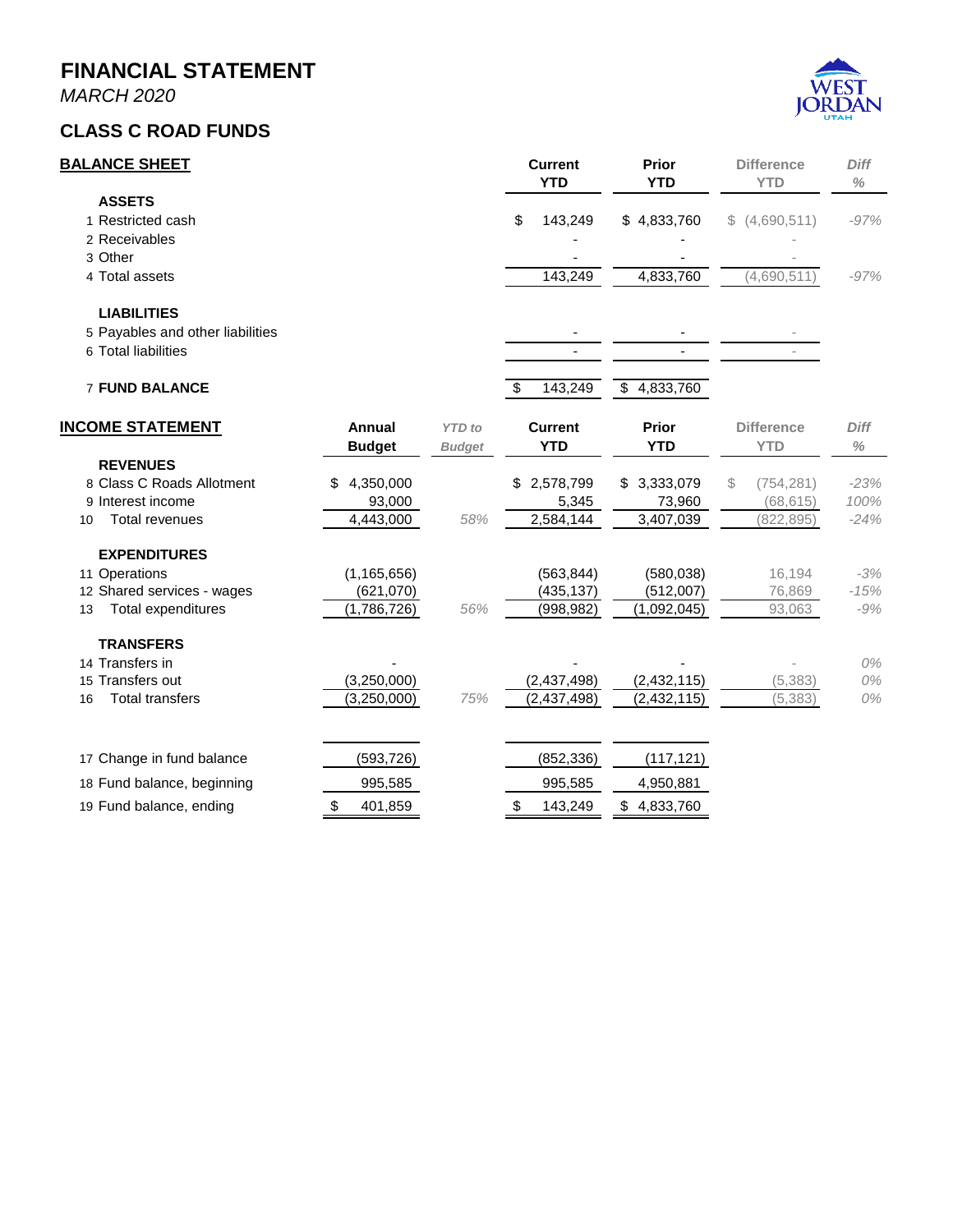# FINANCIAL STATEMENT

*MARCH 2020*

## CLASS C ROAD FUNDS

### BALANCE SHEET

| | | Current YTD | Prior YTD | Difference YTD | Diff % |
|---|---|---|---|---|---|
| | **ASSETS** | | | | |
| 1 | Restricted cash | $ 143,249 | $ 4,833,760 | $ (4,690,511) | -97% |
| 2 | Receivables | - | - | - | |
| 3 | Other | - | - | - | |
| 4 | Total assets | 143,249 | 4,833,760 | (4,690,511) | -97% |
| | **LIABILITIES** | | | | |
| 5 | Payables and other liabilities | - | - | - | |
| 6 | Total liabilities | - | - | - | |
| 7 | **FUND BALANCE** | $ 143,249 | $ 4,833,760 | | |

### INCOME STATEMENT

| | | Annual Budget | *YTD to Budget* | Current YTD | Prior YTD | Difference YTD | Diff % |
|---|---|---|---|---|---|---|---|
| | **REVENUES** | | | | | | |
| 8 | Class C Roads Allotment | $ 4,350,000 | | $ 2,578,799 | $ 3,333,079 | $ (754,281) | -23% |
| 9 | Interest income | 93,000 | | 5,345 | 73,960 | (68,615) | 100% |
| 10 | Total revenues | 4,443,000 | 58% | 2,584,144 | 3,407,039 | (822,895) | -24% |
| | **EXPENDITURES** | | | | | | |
| 11 | Operations | (1,165,656) | | (563,844) | (580,038) | 16,194 | -3% |
| 12 | Shared services - wages | (621,070) | | (435,137) | (512,007) | 76,869 | -15% |
| 13 | Total expenditures | (1,786,726) | 56% | (998,982) | (1,092,045) | 93,063 | -9% |
| | **TRANSFERS** | | | | | | |
| 14 | Transfers in | - | | - | - | - | 0% |
| 15 | Transfers out | (3,250,000) | | (2,437,498) | (2,432,115) | (5,383) | 0% |
| 16 | Total transfers | (3,250,000) | 75% | (2,437,498) | (2,432,115) | (5,383) | 0% |
| 17 | Change in fund balance | (593,726) | | (852,336) | (117,121) | | |
| 18 | Fund balance, beginning | 995,585 | | 995,585 | 4,950,881 | | |
| 19 | Fund balance, ending | $ 401,859 | | $ 143,249 | $ 4,833,760 | | |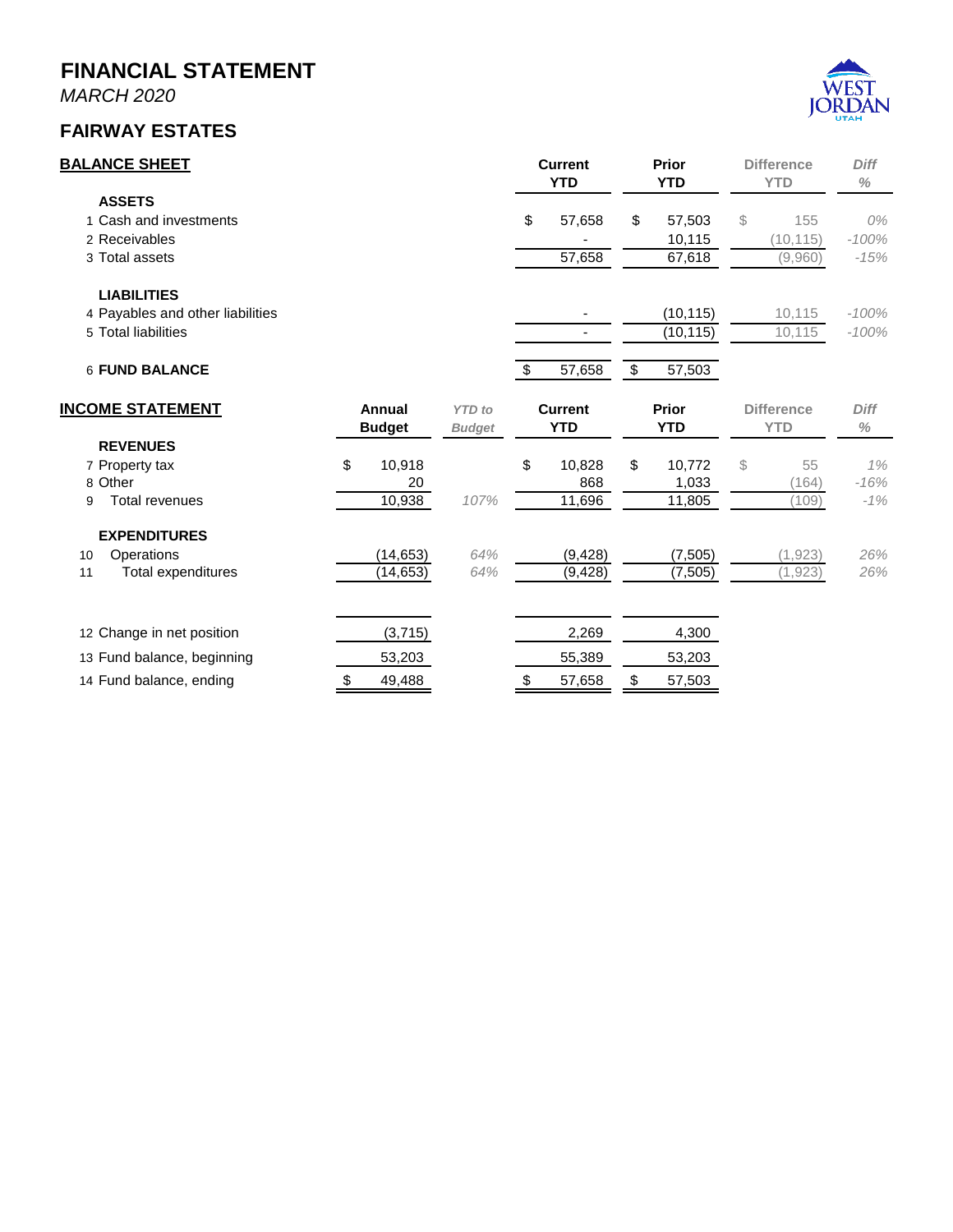# FINANCIAL STATEMENT

*MARCH 2020*

## FAIRWAY ESTATES

### BALANCE SHEET

| | | Current YTD | Prior YTD | Difference YTD | Diff % |
|---|---|---|---|---|---|
| | **ASSETS** | | | | |
| 1 | Cash and investments | $ 57,658 | $ 57,503 | $ 155 | *0%* |
| 2 | Receivables | - | 10,115 | (10,115) | *-100%* |
| 3 | Total assets | 57,658 | 67,618 | (9,960) | *-15%* |
| | **LIABILITIES** | | | | |
| 4 | Payables and other liabilities | - | (10,115) | 10,115 | *-100%* |
| 5 | Total liabilities | - | (10,115) | 10,115 | *-100%* |
| 6 | **FUND BALANCE** | $ 57,658 | $ 57,503 | | |

### INCOME STATEMENT

| | | Annual Budget | *YTD to Budget* | Current YTD | Prior YTD | Difference YTD | Diff % |
|---|---|---|---|---|---|---|---|
| | **REVENUES** | | | | | | |
| 7 | Property tax | $ 10,918 | | $ 10,828 | $ 10,772 | $ 55 | *1%* |
| 8 | Other | 20 | | 868 | 1,033 | (164) | *-16%* |
| 9 | Total revenues | 10,938 | *107%* | 11,696 | 11,805 | (109) | *-1%* |
| | **EXPENDITURES** | | | | | | |
| 10 | Operations | (14,653) | *64%* | (9,428) | (7,505) | (1,923) | *26%* |
| 11 | Total expenditures | (14,653) | *64%* | (9,428) | (7,505) | (1,923) | *26%* |
| 12 | Change in net position | (3,715) | | 2,269 | 4,300 | | |
| 13 | Fund balance, beginning | 53,203 | | 55,389 | 53,203 | | |
| 14 | Fund balance, ending | $ 49,488 | | $ 57,658 | $ 57,503 | | |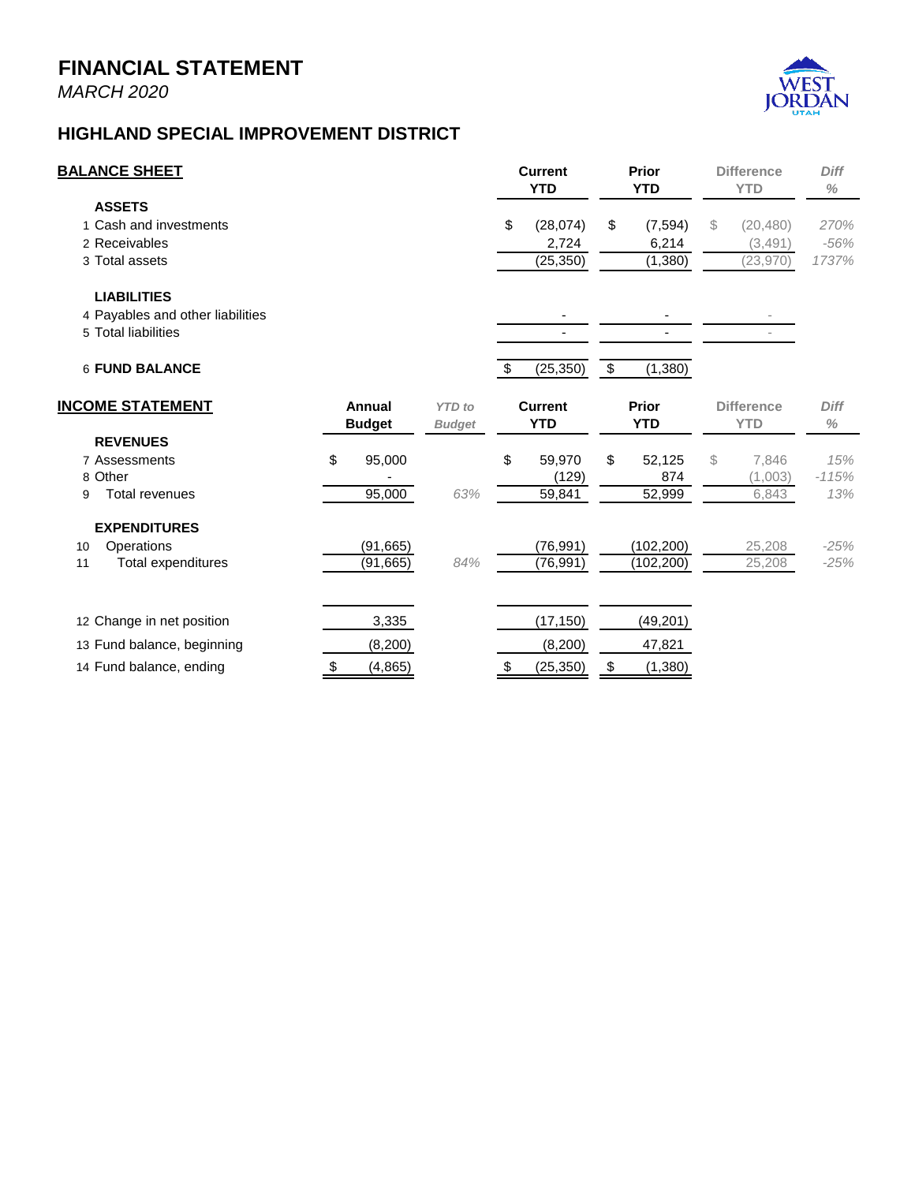# FINANCIAL STATEMENT

*MARCH 2020*

## HIGHLAND SPECIAL IMPROVEMENT DISTRICT

| **BALANCE SHEET** | **Current YTD** | **Prior YTD** | **Difference YTD** | *Diff %* |
|---|---|---|---|---|
| **ASSETS** | | | | |
| 1 Cash and investments | $ (28,074) | $ (7,594) | $ (20,480) | 270% |
| 2 Receivables | 2,724 | 6,214 | (3,491) | -56% |
| 3 Total assets | (25,350) | (1,380) | (23,970) | 1737% |
| **LIABILITIES** | | | | |
| 4 Payables and other liabilities | - | - | - | |
| 5 Total liabilities | - | - | - | |
| 6 **FUND BALANCE** | $ (25,350) | $ (1,380) | | |

| **INCOME STATEMENT** | **Annual Budget** | *YTD to Budget* | **Current YTD** | **Prior YTD** | **Difference YTD** | *Diff %* |
|---|---|---|---|---|---|---|
| **REVENUES** | | | | | | |
| 7 Assessments | $ 95,000 | | $ 59,970 | $ 52,125 | $ 7,846 | 15% |
| 8 Other | - | | (129) | 874 | (1,003) | -115% |
| 9 Total revenues | 95,000 | 63% | 59,841 | 52,999 | 6,843 | 13% |
| **EXPENDITURES** | | | | | | |
| 10 Operations | (91,665) | | (76,991) | (102,200) | 25,208 | -25% |
| 11 Total expenditures | (91,665) | 84% | (76,991) | (102,200) | 25,208 | -25% |
| 12 Change in net position | 3,335 | | (17,150) | (49,201) | | |
| 13 Fund balance, beginning | (8,200) | | (8,200) | 47,821 | | |
| 14 Fund balance, ending | $ (4,865) | | $ (25,350) | $ (1,380) | | |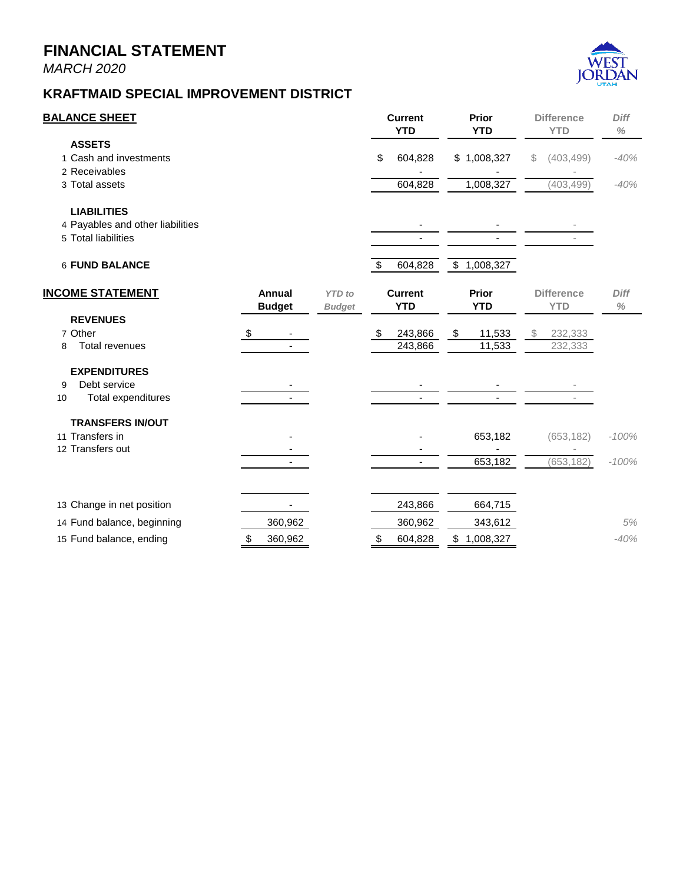# FINANCIAL STATEMENT

*MARCH 2020*

## KRAFTMAID SPECIAL IMPROVEMENT DISTRICT

| BALANCE SHEET | Current YTD | Prior YTD | Difference YTD | Diff % |
|---|---|---|---|---|
| **ASSETS** | | | | |
| 1 Cash and investments | $ 604,828 | $ 1,008,327 | $ (403,499) | -40% |
| 2 Receivables | - | - | - | |
| 3 Total assets | 604,828 | 1,008,327 | (403,499) | -40% |
| **LIABILITIES** | | | | |
| 4 Payables and other liabilities | - | - | - | |
| 5 Total liabilities | - | - | - | |
| 6 **FUND BALANCE** | $ 604,828 | $ 1,008,327 | | |

| INCOME STATEMENT | Annual Budget | *YTD to Budget* | Current YTD | Prior YTD | Difference YTD | Diff % |
|---|---|---|---|---|---|---|
| **REVENUES** | | | | | | |
| 7 Other | $ - | | $ 243,866 | $ 11,533 | $ 232,333 | |
| 8 Total revenues | - | | 243,866 | 11,533 | 232,333 | |
| **EXPENDITURES** | | | | | | |
| 9 Debt service | - | | - | - | - | |
| 10 Total expenditures | - | | - | - | - | |
| **TRANSFERS IN/OUT** | | | | | | |
| 11 Transfers in | - | | - | 653,182 | (653,182) | -100% |
| 12 Transfers out | - | | - | - | - | |
| | - | | - | 653,182 | (653,182) | -100% |
| 13 Change in net position | - | | 243,866 | 664,715 | | |
| 14 Fund balance, beginning | 360,962 | | 360,962 | 343,612 | | 5% |
| 15 Fund balance, ending | $ 360,962 | | $ 604,828 | $ 1,008,327 | | -40% |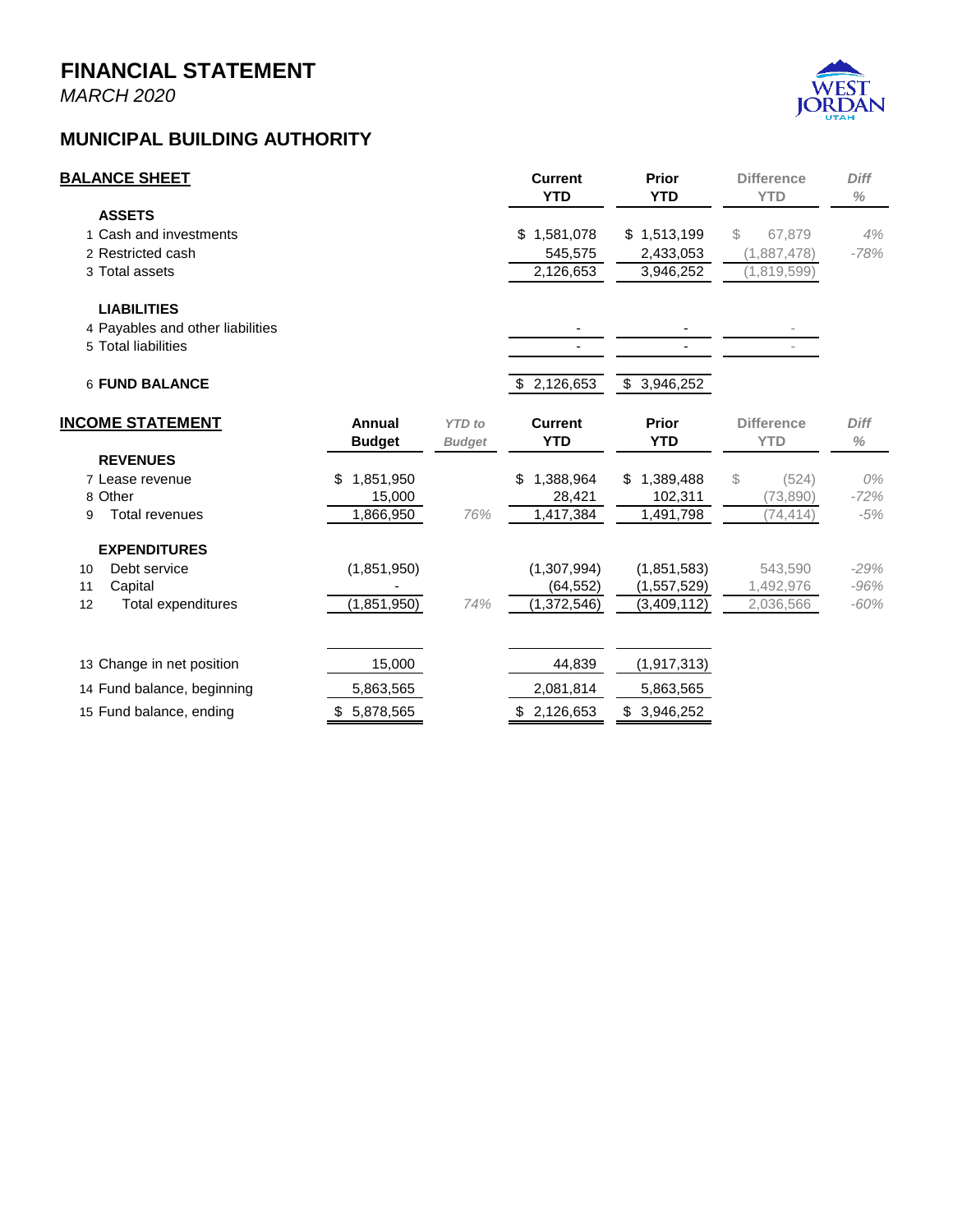# FINANCIAL STATEMENT

*MARCH 2020*

## MUNICIPAL BUILDING AUTHORITY

| BALANCE SHEET | Current YTD | Prior YTD | Difference YTD | Diff % |
|---|---|---|---|---|
| **ASSETS** | | | | |
| 1 Cash and investments | $ 1,581,078 | $ 1,513,199 | $ 67,879 | 4% |
| 2 Restricted cash | 545,575 | 2,433,053 | (1,887,478) | -78% |
| 3 Total assets | 2,126,653 | 3,946,252 | (1,819,599) | |
| **LIABILITIES** | | | | |
| 4 Payables and other liabilities | - | - | - | |
| 5 Total liabilities | - | - | - | |
| 6 **FUND BALANCE** | $ 2,126,653 | $ 3,946,252 | | |

| INCOME STATEMENT | Annual Budget | YTD to Budget | Current YTD | Prior YTD | Difference YTD | Diff % |
|---|---|---|---|---|---|---|
| **REVENUES** | | | | | | |
| 7 Lease revenue | $ 1,851,950 | | $ 1,388,964 | $ 1,389,488 | $ (524) | 0% |
| 8 Other | 15,000 | | 28,421 | 102,311 | (73,890) | -72% |
| 9 Total revenues | 1,866,950 | 76% | 1,417,384 | 1,491,798 | (74,414) | -5% |
| **EXPENDITURES** | | | | | | |
| 10 Debt service | (1,851,950) | | (1,307,994) | (1,851,583) | 543,590 | -29% |
| 11 Capital | - | | (64,552) | (1,557,529) | 1,492,976 | -96% |
| 12 Total expenditures | (1,851,950) | 74% | (1,372,546) | (3,409,112) | 2,036,566 | -60% |
| 13 Change in net position | 15,000 | | 44,839 | (1,917,313) | | |
| 14 Fund balance, beginning | 5,863,565 | | 2,081,814 | 5,863,565 | | |
| 15 Fund balance, ending | $ 5,878,565 | | $ 2,126,653 | $ 3,946,252 | | |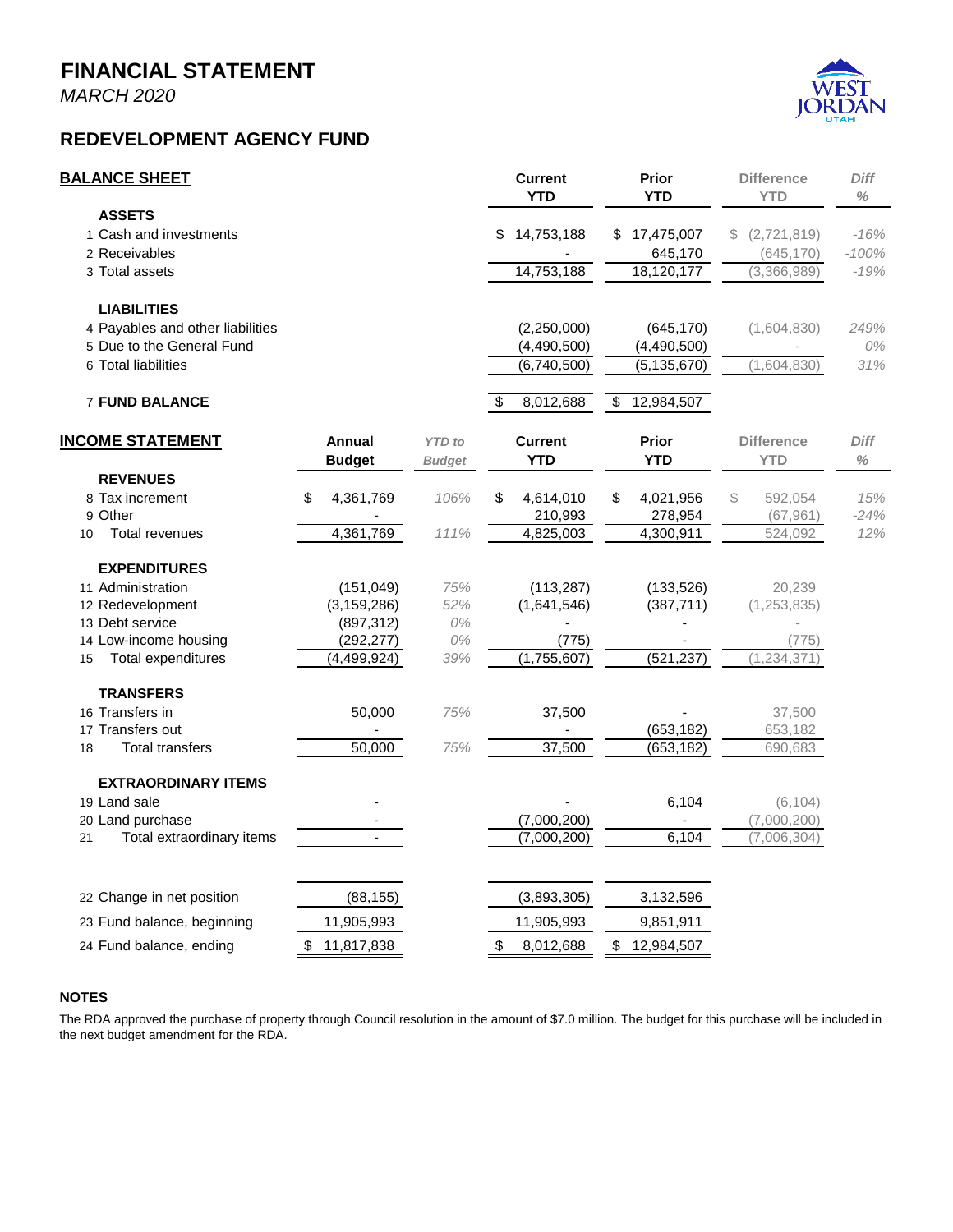# FINANCIAL STATEMENT

*MARCH 2020*

## REDEVELOPMENT AGENCY FUND

| BALANCE SHEET | Current YTD | Prior YTD | Difference YTD | Diff % |
|---|---|---|---|---|
| **ASSETS** | | | | |
| 1 Cash and investments | $ 14,753,188 | $ 17,475,007 | $ (2,721,819) | -16% |
| 2 Receivables | - | 645,170 | (645,170) | -100% |
| 3 Total assets | 14,753,188 | 18,120,177 | (3,366,989) | -19% |
| **LIABILITIES** | | | | |
| 4 Payables and other liabilities | (2,250,000) | (645,170) | (1,604,830) | 249% |
| 5 Due to the General Fund | (4,490,500) | (4,490,500) | - | 0% |
| 6 Total liabilities | (6,740,500) | (5,135,670) | (1,604,830) | 31% |
| 7 **FUND BALANCE** | $ 8,012,688 | $ 12,984,507 | | |

| INCOME STATEMENT | Annual Budget | YTD to Budget | Current YTD | Prior YTD | Difference YTD | Diff % |
|---|---|---|---|---|---|---|
| **REVENUES** | | | | | | |
| 8 Tax increment | $ 4,361,769 | 106% | $ 4,614,010 | $ 4,021,956 | $ 592,054 | 15% |
| 9 Other | - | | 210,993 | 278,954 | (67,961) | -24% |
| 10 Total revenues | 4,361,769 | 111% | 4,825,003 | 4,300,911 | 524,092 | 12% |
| **EXPENDITURES** | | | | | | |
| 11 Administration | (151,049) | 75% | (113,287) | (133,526) | 20,239 | |
| 12 Redevelopment | (3,159,286) | 52% | (1,641,546) | (387,711) | (1,253,835) | |
| 13 Debt service | (897,312) | 0% | - | - | - | |
| 14 Low-income housing | (292,277) | 0% | (775) | - | (775) | |
| 15 Total expenditures | (4,499,924) | 39% | (1,755,607) | (521,237) | (1,234,371) | |
| **TRANSFERS** | | | | | | |
| 16 Transfers in | 50,000 | 75% | 37,500 | - | 37,500 | |
| 17 Transfers out | - | | - | (653,182) | 653,182 | |
| 18 Total transfers | 50,000 | 75% | 37,500 | (653,182) | 690,683 | |
| **EXTRAORDINARY ITEMS** | | | | | | |
| 19 Land sale | - | | - | 6,104 | (6,104) | |
| 20 Land purchase | - | | (7,000,200) | - | (7,000,200) | |
| 21 Total extraordinary items | - | | (7,000,200) | 6,104 | (7,006,304) | |
| 22 Change in net position | (88,155) | | (3,893,305) | 3,132,596 | | |
| 23 Fund balance, beginning | 11,905,993 | | 11,905,993 | 9,851,911 | | |
| 24 Fund balance, ending | $ 11,817,838 | | $ 8,012,688 | $ 12,984,507 | | |

**NOTES**

The RDA approved the purchase of property through Council resolution in the amount of $7.0 million. The budget for this purchase will be included in the next budget amendment for the RDA.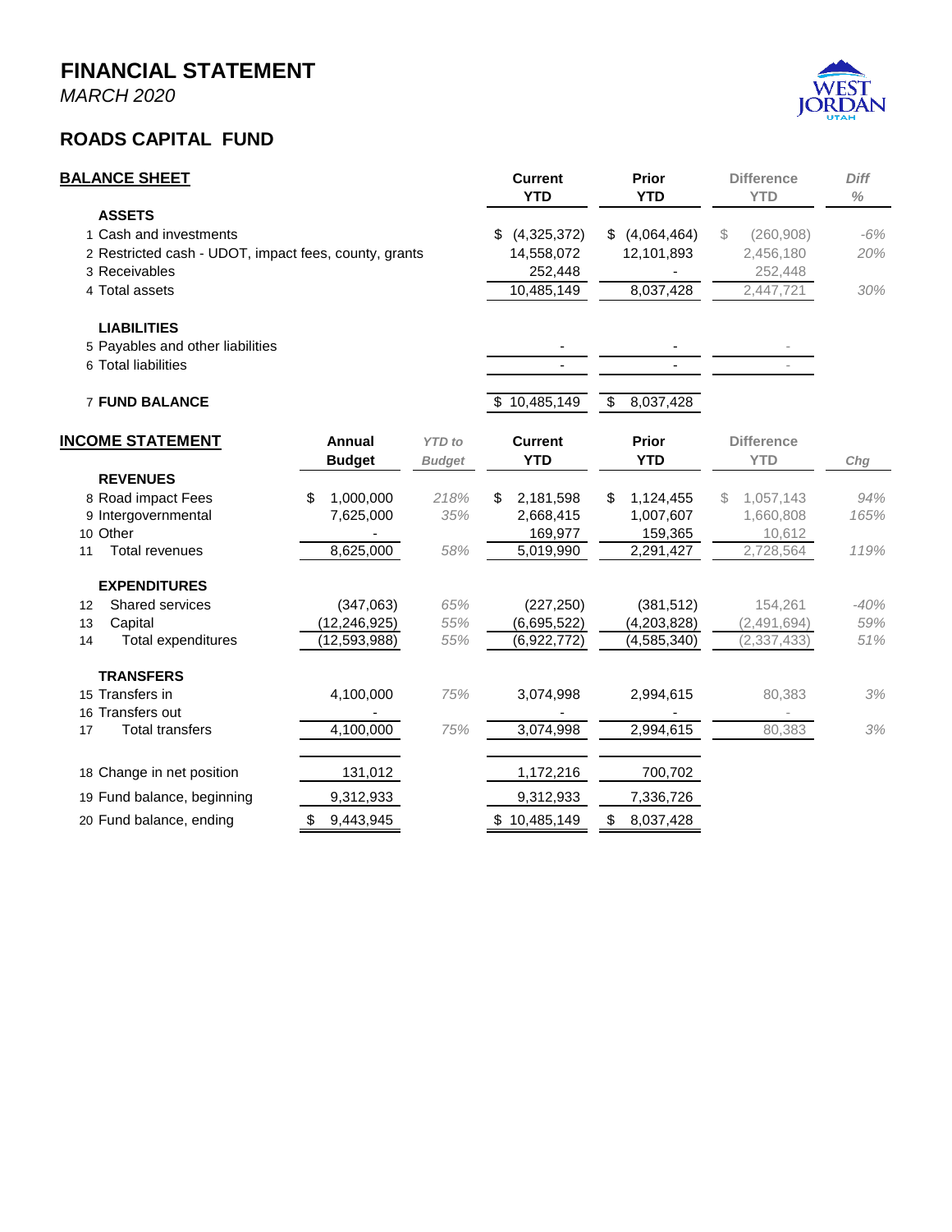# FINANCIAL STATEMENT

*MARCH 2020*

## ROADS CAPITAL FUND

| BALANCE SHEET | Current YTD | Prior YTD | Difference YTD | Diff % |
|---|---|---|---|---|
| **ASSETS** | | | | |
| 1 Cash and investments | $ (4,325,372) | $ (4,064,464) | $ (260,908) | -6% |
| 2 Restricted cash - UDOT, impact fees, county, grants | 14,558,072 | 12,101,893 | 2,456,180 | 20% |
| 3 Receivables | 252,448 | - | 252,448 | |
| 4 Total assets | 10,485,149 | 8,037,428 | 2,447,721 | 30% |
| **LIABILITIES** | | | | |
| 5 Payables and other liabilities | - | - | - | |
| 6 Total liabilities | - | - | - | |
| 7 **FUND BALANCE** | $ 10,485,149 | $ 8,037,428 | | |

| INCOME STATEMENT | Annual Budget | YTD to Budget | Current YTD | Prior YTD | Difference YTD | Chg |
|---|---|---|---|---|---|---|
| **REVENUES** | | | | | | |
| 8 Road impact Fees | $ 1,000,000 | 218% | $ 2,181,598 | $ 1,124,455 | $ 1,057,143 | 94% |
| 9 Intergovernmental | 7,625,000 | 35% | 2,668,415 | 1,007,607 | 1,660,808 | 165% |
| 10 Other | - | | 169,977 | 159,365 | 10,612 | |
| 11 Total revenues | 8,625,000 | 58% | 5,019,990 | 2,291,427 | 2,728,564 | 119% |
| **EXPENDITURES** | | | | | | |
| 12 Shared services | (347,063) | 65% | (227,250) | (381,512) | 154,261 | -40% |
| 13 Capital | (12,246,925) | 55% | (6,695,522) | (4,203,828) | (2,491,694) | 59% |
| 14 Total expenditures | (12,593,988) | 55% | (6,922,772) | (4,585,340) | (2,337,433) | 51% |
| **TRANSFERS** | | | | | | |
| 15 Transfers in | 4,100,000 | 75% | 3,074,998 | 2,994,615 | 80,383 | 3% |
| 16 Transfers out | - | | - | - | - | |
| 17 Total transfers | 4,100,000 | 75% | 3,074,998 | 2,994,615 | 80,383 | 3% |
| 18 Change in net position | 131,012 | | 1,172,216 | 700,702 | | |
| 19 Fund balance, beginning | 9,312,933 | | 9,312,933 | 7,336,726 | | |
| 20 Fund balance, ending | $ 9,443,945 | | $ 10,485,149 | $ 8,037,428 | | |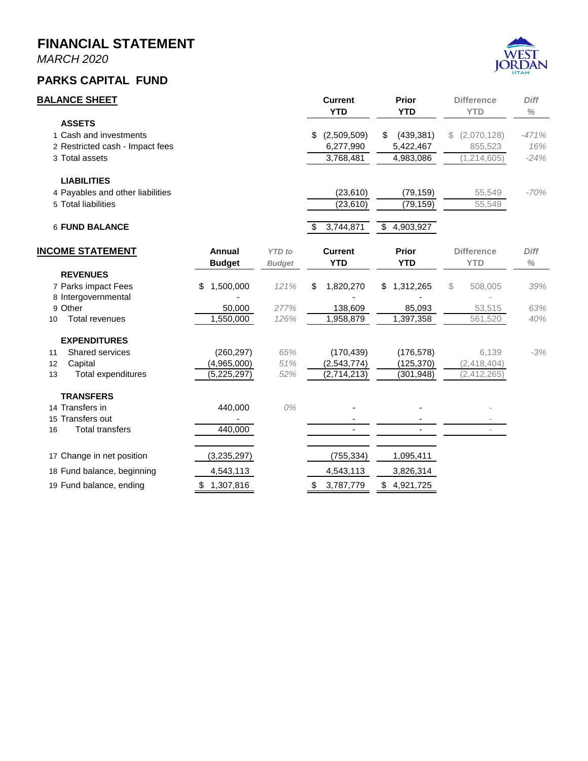# FINANCIAL STATEMENT

*MARCH 2020*

## PARKS CAPITAL FUND

| BALANCE SHEET | Current YTD | Prior YTD | Difference YTD | *Diff %* |
|---|---|---|---|---|
| **ASSETS** | | | | |
| 1 Cash and investments | $ (2,509,509) | $ (439,381) | $ (2,070,128) | -471% |
| 2 Restricted cash - Impact fees | 6,277,990 | 5,422,467 | 855,523 | 16% |
| 3 Total assets | 3,768,481 | 4,983,086 | (1,214,605) | -24% |
| **LIABILITIES** | | | | |
| 4 Payables and other liabilities | (23,610) | (79,159) | 55,549 | -70% |
| 5 Total liabilities | (23,610) | (79,159) | 55,549 | |
| 6 **FUND BALANCE** | $ 3,744,871 | $ 4,903,927 | | |

| INCOME STATEMENT | Annual Budget | *YTD to Budget* | Current YTD | Prior YTD | Difference YTD | *Diff %* |
|---|---|---|---|---|---|---|
| **REVENUES** | | | | | | |
| 7 Parks impact Fees | $ 1,500,000 | 121% | $ 1,820,270 | $ 1,312,265 | $ 508,005 | 39% |
| 8 Intergovernmental | - | | - | - | - | |
| 9 Other | 50,000 | 277% | 138,609 | 85,093 | 53,515 | 63% |
| 10 Total revenues | 1,550,000 | 126% | 1,958,879 | 1,397,358 | 561,520 | 40% |
| **EXPENDITURES** | | | | | | |
| 11 Shared services | (260,297) | 65% | (170,439) | (176,578) | 6,139 | -3% |
| 12 Capital | (4,965,000) | 51% | (2,543,774) | (125,370) | (2,418,404) | |
| 13 Total expenditures | (5,225,297) | 52% | (2,714,213) | (301,948) | (2,412,265) | |
| **TRANSFERS** | | | | | | |
| 14 Transfers in | 440,000 | 0% | - | - | - | |
| 15 Transfers out | - | | - | - | - | |
| 16 Total transfers | 440,000 | | - | - | - | |
| 17 Change in net position | (3,235,297) | | (755,334) | 1,095,411 | | |
| 18 Fund balance, beginning | 4,543,113 | | 4,543,113 | 3,826,314 | | |
| 19 Fund balance, ending | $ 1,307,816 | | $ 3,787,779 | $ 4,921,725 | | |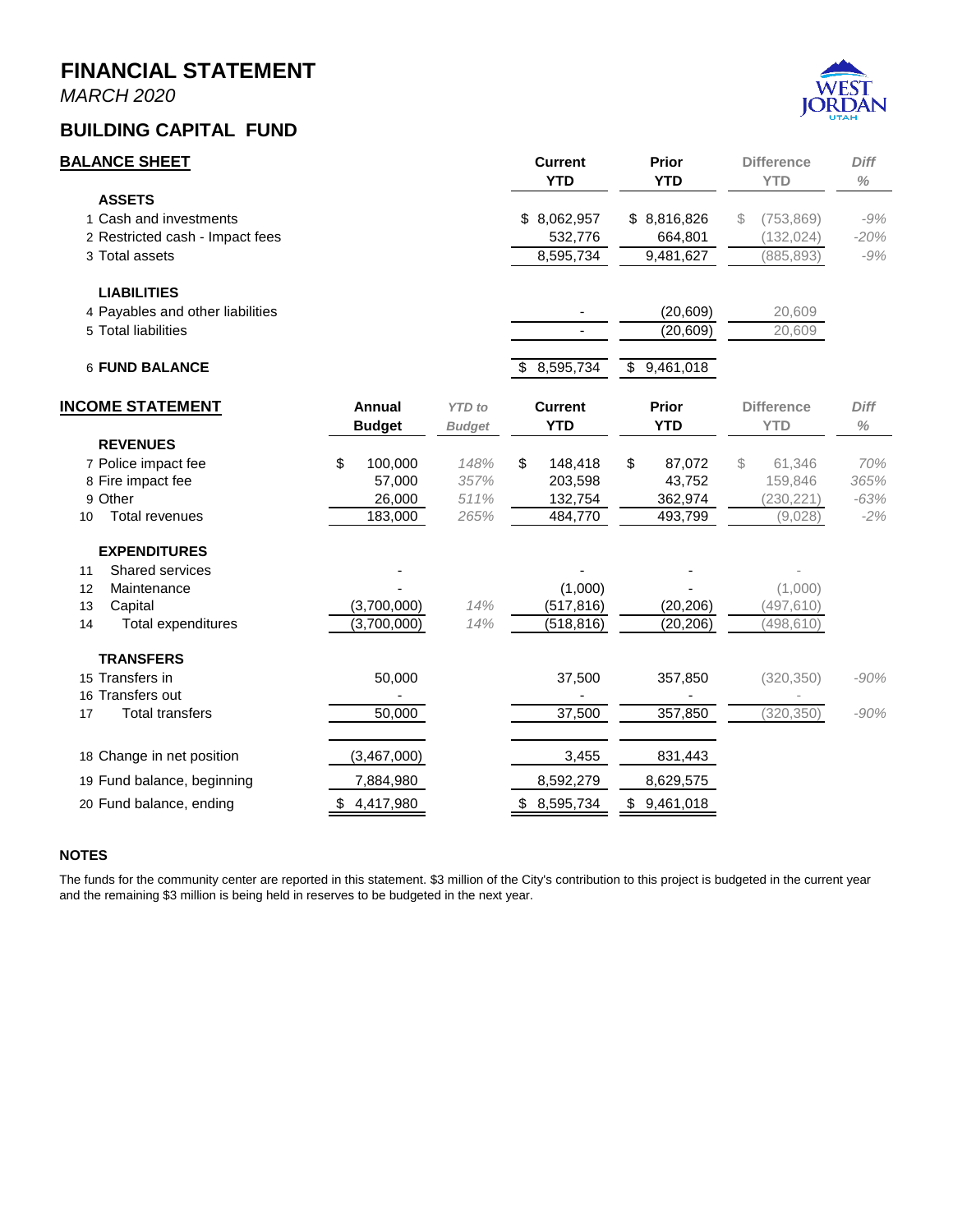# FINANCIAL STATEMENT

*MARCH 2020*

## BUILDING CAPITAL FUND

### BALANCE SHEET

| | | Current YTD | Prior YTD | Difference YTD | Diff % |
|---|---|---|---|---|---|
| | **ASSETS** | | | | |
| 1 | Cash and investments | $ 8,062,957 | $ 8,816,826 | $ (753,869) | -9% |
| 2 | Restricted cash - Impact fees | 532,776 | 664,801 | (132,024) | -20% |
| 3 | Total assets | 8,595,734 | 9,481,627 | (885,893) | -9% |
| | **LIABILITIES** | | | | |
| 4 | Payables and other liabilities | - | (20,609) | 20,609 | |
| 5 | Total liabilities | - | (20,609) | 20,609 | |
| 6 | **FUND BALANCE** | $ 8,595,734 | $ 9,461,018 | | |

### INCOME STATEMENT

| | | Annual Budget | YTD to Budget | Current YTD | Prior YTD | Difference YTD | Diff % |
|---|---|---|---|---|---|---|---|
| | **REVENUES** | | | | | | |
| 7 | Police impact fee | $ 100,000 | 148% | $ 148,418 | $ 87,072 | $ 61,346 | 70% |
| 8 | Fire impact fee | 57,000 | 357% | 203,598 | 43,752 | 159,846 | 365% |
| 9 | Other | 26,000 | 511% | 132,754 | 362,974 | (230,221) | -63% |
| 10 | Total revenues | 183,000 | 265% | 484,770 | 493,799 | (9,028) | -2% |
| | **EXPENDITURES** | | | | | | |
| 11 | Shared services | - | | - | - | - | |
| 12 | Maintenance | - | | (1,000) | - | (1,000) | |
| 13 | Capital | (3,700,000) | 14% | (517,816) | (20,206) | (497,610) | |
| 14 | Total expenditures | (3,700,000) | 14% | (518,816) | (20,206) | (498,610) | |
| | **TRANSFERS** | | | | | | |
| 15 | Transfers in | 50,000 | | 37,500 | 357,850 | (320,350) | -90% |
| 16 | Transfers out | - | | - | - | - | |
| 17 | Total transfers | 50,000 | | 37,500 | 357,850 | (320,350) | -90% |
| 18 | Change in net position | (3,467,000) | | 3,455 | 831,443 | | |
| 19 | Fund balance, beginning | 7,884,980 | | 8,592,279 | 8,629,575 | | |
| 20 | Fund balance, ending | $ 4,417,980 | | $ 8,595,734 | $ 9,461,018 | | |

**NOTES**

The funds for the community center are reported in this statement. $3 million of the City's contribution to this project is budgeted in the current year and the remaining $3 million is being held in reserves to be budgeted in the next year.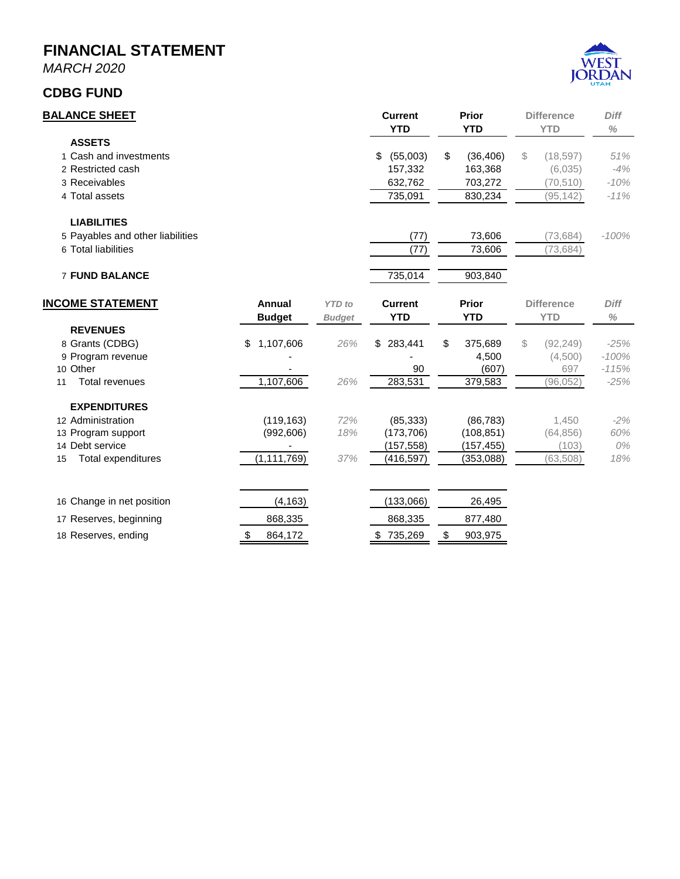# FINANCIAL STATEMENT

*MARCH 2020*

## CDBG FUND

### BALANCE SHEET

| | | Current YTD | Prior YTD | Difference YTD | Diff % |
|---|---|---|---|---|---|
| | **ASSETS** | | | | |
| 1 | Cash and investments | $ (55,003) | $ (36,406) | $ (18,597) | 51% |
| 2 | Restricted cash | 157,332 | 163,368 | (6,035) | -4% |
| 3 | Receivables | 632,762 | 703,272 | (70,510) | -10% |
| 4 | Total assets | 735,091 | 830,234 | (95,142) | -11% |
| | **LIABILITIES** | | | | |
| 5 | Payables and other liabilities | (77) | 73,606 | (73,684) | -100% |
| 6 | Total liabilities | (77) | 73,606 | (73,684) | |
| 7 | **FUND BALANCE** | 735,014 | 903,840 | | |

### INCOME STATEMENT

| | | Annual Budget | *YTD to Budget* | Current YTD | Prior YTD | Difference YTD | Diff % |
|---|---|---|---|---|---|---|---|
| | **REVENUES** | | | | | | |
| 8 | Grants (CDBG) | $ 1,107,606 | *26%* | $ 283,441 | $ 375,689 | $ (92,249) | -25% |
| 9 | Program revenue | - | | - | 4,500 | (4,500) | -100% |
| 10 | Other | - | | 90 | (607) | 697 | -115% |
| 11 | Total revenues | 1,107,606 | *26%* | 283,531 | 379,583 | (96,052) | -25% |
| | **EXPENDITURES** | | | | | | |
| 12 | Administration | (119,163) | *72%* | (85,333) | (86,783) | 1,450 | -2% |
| 13 | Program support | (992,606) | *18%* | (173,706) | (108,851) | (64,856) | 60% |
| 14 | Debt service | - | | (157,558) | (157,455) | (103) | 0% |
| 15 | Total expenditures | (1,111,769) | *37%* | (416,597) | (353,088) | (63,508) | 18% |
| 16 | Change in net position | (4,163) | | (133,066) | 26,495 | | |
| 17 | Reserves, beginning | 868,335 | | 868,335 | 877,480 | | |
| 18 | Reserves, ending | $ 864,172 | | $ 735,269 | $ 903,975 | | |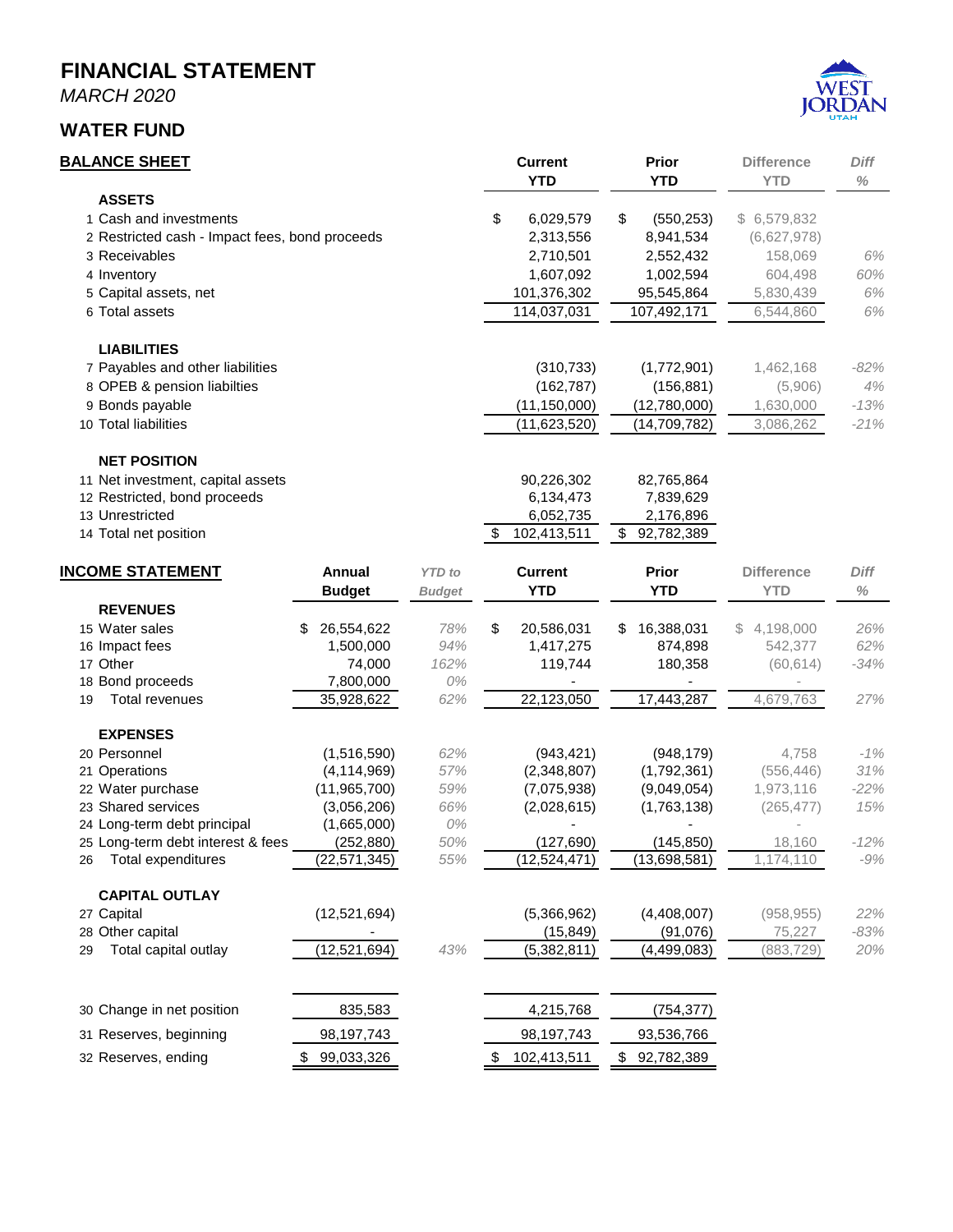# FINANCIAL STATEMENT

*MARCH 2020*

## WATER FUND

### BALANCE SHEET

| | | Current YTD | Prior YTD | Difference YTD | *Diff %* |
|---|---|---|---|---|---|
| | **ASSETS** | | | | |
| 1 | Cash and investments | $ 6,029,579 | $ (550,253) | $ 6,579,832 | |
| 2 | Restricted cash - Impact fees, bond proceeds | 2,313,556 | 8,941,534 | (6,627,978) | |
| 3 | Receivables | 2,710,501 | 2,552,432 | 158,069 | *6%* |
| 4 | Inventory | 1,607,092 | 1,002,594 | 604,498 | *60%* |
| 5 | Capital assets, net | 101,376,302 | 95,545,864 | 5,830,439 | *6%* |
| 6 | Total assets | 114,037,031 | 107,492,171 | 6,544,860 | *6%* |
| | **LIABILITIES** | | | | |
| 7 | Payables and other liabilities | (310,733) | (1,772,901) | 1,462,168 | *-82%* |
| 8 | OPEB & pension liabilties | (162,787) | (156,881) | (5,906) | *4%* |
| 9 | Bonds payable | (11,150,000) | (12,780,000) | 1,630,000 | *-13%* |
| 10 | Total liabilities | (11,623,520) | (14,709,782) | 3,086,262 | *-21%* |
| | **NET POSITION** | | | | |
| 11 | Net investment, capital assets | 90,226,302 | 82,765,864 | | |
| 12 | Restricted, bond proceeds | 6,134,473 | 7,839,629 | | |
| 13 | Unrestricted | 6,052,735 | 2,176,896 | | |
| 14 | Total net position | $ 102,413,511 | $ 92,782,389 | | |

### INCOME STATEMENT

| | | Annual Budget | *YTD to Budget* | Current YTD | Prior YTD | Difference YTD | *Diff %* |
|---|---|---|---|---|---|---|---|
| | **REVENUES** | | | | | | |
| 15 | Water sales | $ 26,554,622 | *78%* | $ 20,586,031 | $ 16,388,031 | $ 4,198,000 | *26%* |
| 16 | Impact fees | 1,500,000 | *94%* | 1,417,275 | 874,898 | 542,377 | *62%* |
| 17 | Other | 74,000 | *162%* | 119,744 | 180,358 | (60,614) | *-34%* |
| 18 | Bond proceeds | 7,800,000 | *0%* | - | - | - | |
| 19 | Total revenues | 35,928,622 | *62%* | 22,123,050 | 17,443,287 | 4,679,763 | *27%* |
| | **EXPENSES** | | | | | | |
| 20 | Personnel | (1,516,590) | *62%* | (943,421) | (948,179) | 4,758 | *-1%* |
| 21 | Operations | (4,114,969) | *57%* | (2,348,807) | (1,792,361) | (556,446) | *31%* |
| 22 | Water purchase | (11,965,700) | *59%* | (7,075,938) | (9,049,054) | 1,973,116 | *-22%* |
| 23 | Shared services | (3,056,206) | *66%* | (2,028,615) | (1,763,138) | (265,477) | *15%* |
| 24 | Long-term debt principal | (1,665,000) | *0%* | - | - | - | |
| 25 | Long-term debt interest & fees | (252,880) | *50%* | (127,690) | (145,850) | 18,160 | *-12%* |
| 26 | Total expenditures | (22,571,345) | *55%* | (12,524,471) | (13,698,581) | 1,174,110 | *-9%* |
| | **CAPITAL OUTLAY** | | | | | | |
| 27 | Capital | (12,521,694) | | (5,366,962) | (4,408,007) | (958,955) | *22%* |
| 28 | Other capital | - | | (15,849) | (91,076) | 75,227 | *-83%* |
| 29 | Total capital outlay | (12,521,694) | *43%* | (5,382,811) | (4,499,083) | (883,729) | *20%* |
| 30 | Change in net position | 835,583 | | 4,215,768 | (754,377) | | |
| 31 | Reserves, beginning | 98,197,743 | | 98,197,743 | 93,536,766 | | |
| 32 | Reserves, ending | $ 99,033,326 | | $ 102,413,511 | $ 92,782,389 | | |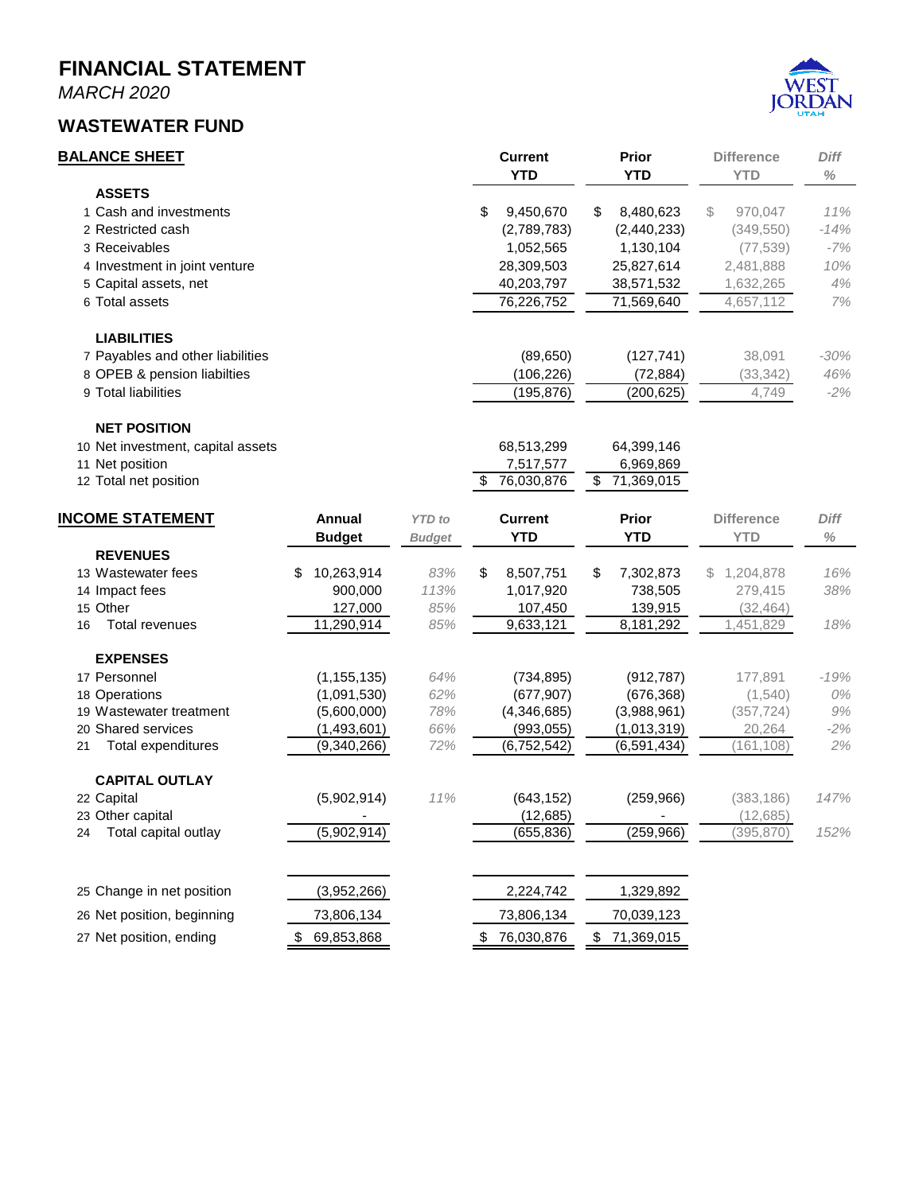# FINANCIAL STATEMENT

*MARCH 2020*

## WASTEWATER FUND

### BALANCE SHEET

| | | Current YTD | Prior YTD | Difference YTD | Diff % |
|---|---|---|---|---|---|
| | **ASSETS** | | | | |
| 1 | Cash and investments | $ 9,450,670 | $ 8,480,623 | $ 970,047 | 11% |
| 2 | Restricted cash | (2,789,783) | (2,440,233) | (349,550) | -14% |
| 3 | Receivables | 1,052,565 | 1,130,104 | (77,539) | -7% |
| 4 | Investment in joint venture | 28,309,503 | 25,827,614 | 2,481,888 | 10% |
| 5 | Capital assets, net | 40,203,797 | 38,571,532 | 1,632,265 | 4% |
| 6 | Total assets | 76,226,752 | 71,569,640 | 4,657,112 | 7% |
| | **LIABILITIES** | | | | |
| 7 | Payables and other liabilities | (89,650) | (127,741) | 38,091 | -30% |
| 8 | OPEB & pension liabilties | (106,226) | (72,884) | (33,342) | 46% |
| 9 | Total liabilities | (195,876) | (200,625) | 4,749 | -2% |
| | **NET POSITION** | | | | |
| 10 | Net investment, capital assets | 68,513,299 | 64,399,146 | | |
| 11 | Net position | 7,517,577 | 6,969,869 | | |
| 12 | Total net position | $ 76,030,876 | $ 71,369,015 | | |

### INCOME STATEMENT

| | | Annual Budget | YTD to Budget | Current YTD | Prior YTD | Difference YTD | Diff % |
|---|---|---|---|---|---|---|---|
| | **REVENUES** | | | | | | |
| 13 | Wastewater fees | $ 10,263,914 | 83% | $ 8,507,751 | $ 7,302,873 | $ 1,204,878 | 16% |
| 14 | Impact fees | 900,000 | 113% | 1,017,920 | 738,505 | 279,415 | 38% |
| 15 | Other | 127,000 | 85% | 107,450 | 139,915 | (32,464) | |
| 16 | Total revenues | 11,290,914 | 85% | 9,633,121 | 8,181,292 | 1,451,829 | 18% |
| | **EXPENSES** | | | | | | |
| 17 | Personnel | (1,155,135) | 64% | (734,895) | (912,787) | 177,891 | -19% |
| 18 | Operations | (1,091,530) | 62% | (677,907) | (676,368) | (1,540) | 0% |
| 19 | Wastewater treatment | (5,600,000) | 78% | (4,346,685) | (3,988,961) | (357,724) | 9% |
| 20 | Shared services | (1,493,601) | 66% | (993,055) | (1,013,319) | 20,264 | -2% |
| 21 | Total expenditures | (9,340,266) | 72% | (6,752,542) | (6,591,434) | (161,108) | 2% |
| | **CAPITAL OUTLAY** | | | | | | |
| 22 | Capital | (5,902,914) | 11% | (643,152) | (259,966) | (383,186) | 147% |
| 23 | Other capital | - | | (12,685) | - | (12,685) | |
| 24 | Total capital outlay | (5,902,914) | | (655,836) | (259,966) | (395,870) | 152% |
| 25 | Change in net position | (3,952,266) | | 2,224,742 | 1,329,892 | | |
| 26 | Net position, beginning | 73,806,134 | | 73,806,134 | 70,039,123 | | |
| 27 | Net position, ending | $ 69,853,868 | | $ 76,030,876 | $ 71,369,015 | | |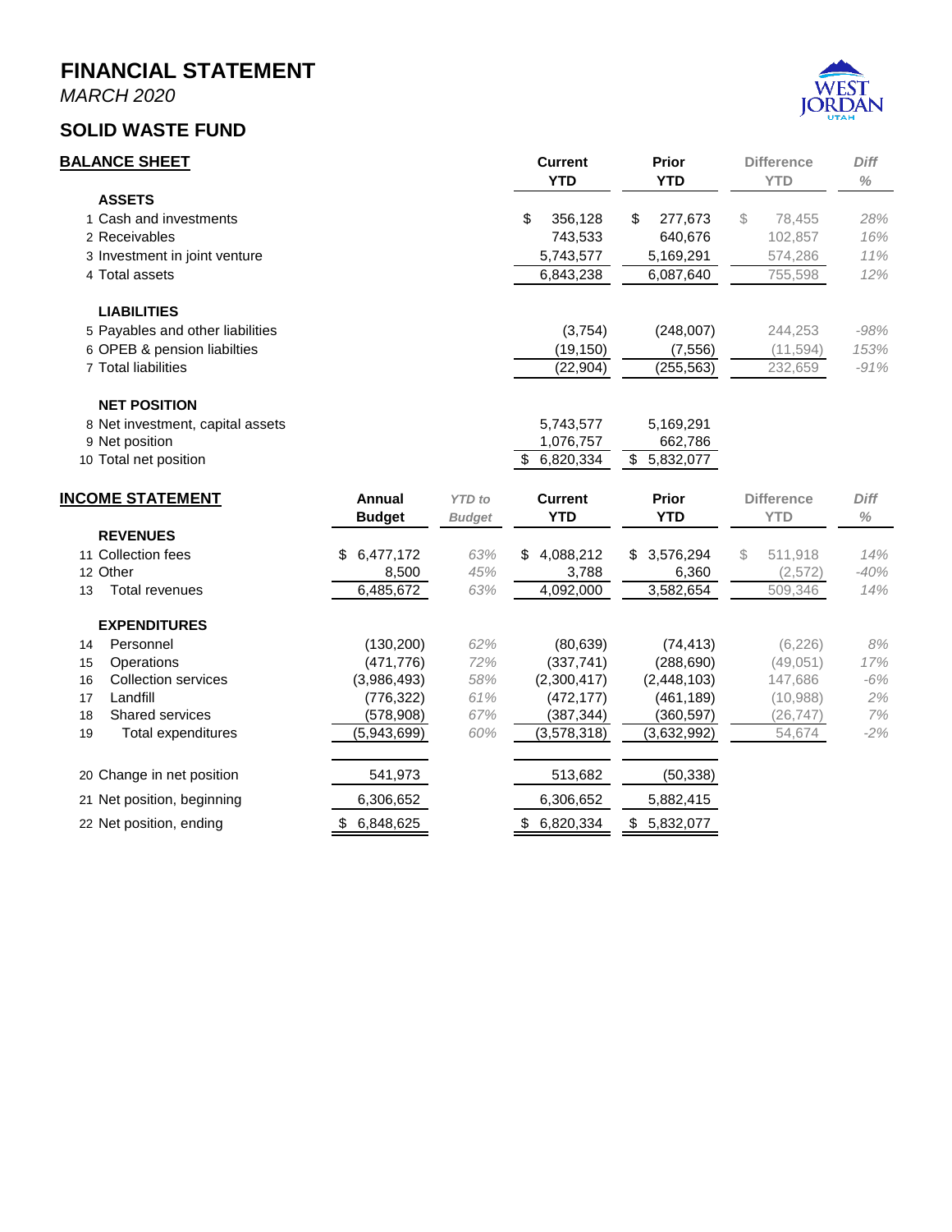# FINANCIAL STATEMENT

*MARCH 2020*

## SOLID WASTE FUND

### BALANCE SHEET

| | | Current YTD | Prior YTD | Difference YTD | Diff % |
|---|---|---|---|---|---|
| | **ASSETS** | | | | |
| 1 | Cash and investments | $ 356,128 | $ 277,673 | $ 78,455 | 28% |
| 2 | Receivables | 743,533 | 640,676 | 102,857 | 16% |
| 3 | Investment in joint venture | 5,743,577 | 5,169,291 | 574,286 | 11% |
| 4 | Total assets | 6,843,238 | 6,087,640 | 755,598 | 12% |
| | **LIABILITIES** | | | | |
| 5 | Payables and other liabilities | (3,754) | (248,007) | 244,253 | -98% |
| 6 | OPEB & pension liabilties | (19,150) | (7,556) | (11,594) | 153% |
| 7 | Total liabilities | (22,904) | (255,563) | 232,659 | -91% |
| | **NET POSITION** | | | | |
| 8 | Net investment, capital assets | 5,743,577 | 5,169,291 | | |
| 9 | Net position | 1,076,757 | 662,786 | | |
| 10 | Total net position | $ 6,820,334 | $ 5,832,077 | | |

### INCOME STATEMENT

| | | Annual Budget | *YTD to Budget* | Current YTD | Prior YTD | Difference YTD | Diff % |
|---|---|---|---|---|---|---|---|
| | **REVENUES** | | | | | | |
| 11 | Collection fees | $ 6,477,172 | 63% | $ 4,088,212 | $ 3,576,294 | $ 511,918 | 14% |
| 12 | Other | 8,500 | 45% | 3,788 | 6,360 | (2,572) | -40% |
| 13 | Total revenues | 6,485,672 | 63% | 4,092,000 | 3,582,654 | 509,346 | 14% |
| | **EXPENDITURES** | | | | | | |
| 14 | Personnel | (130,200) | 62% | (80,639) | (74,413) | (6,226) | 8% |
| 15 | Operations | (471,776) | 72% | (337,741) | (288,690) | (49,051) | 17% |
| 16 | Collection services | (3,986,493) | 58% | (2,300,417) | (2,448,103) | 147,686 | -6% |
| 17 | Landfill | (776,322) | 61% | (472,177) | (461,189) | (10,988) | 2% |
| 18 | Shared services | (578,908) | 67% | (387,344) | (360,597) | (26,747) | 7% |
| 19 | Total expenditures | (5,943,699) | 60% | (3,578,318) | (3,632,992) | 54,674 | -2% |
| 20 | Change in net position | 541,973 | | 513,682 | (50,338) | | |
| 21 | Net position, beginning | 6,306,652 | | 6,306,652 | 5,882,415 | | |
| 22 | Net position, ending | $ 6,848,625 | | $ 6,820,334 | $ 5,832,077 | | |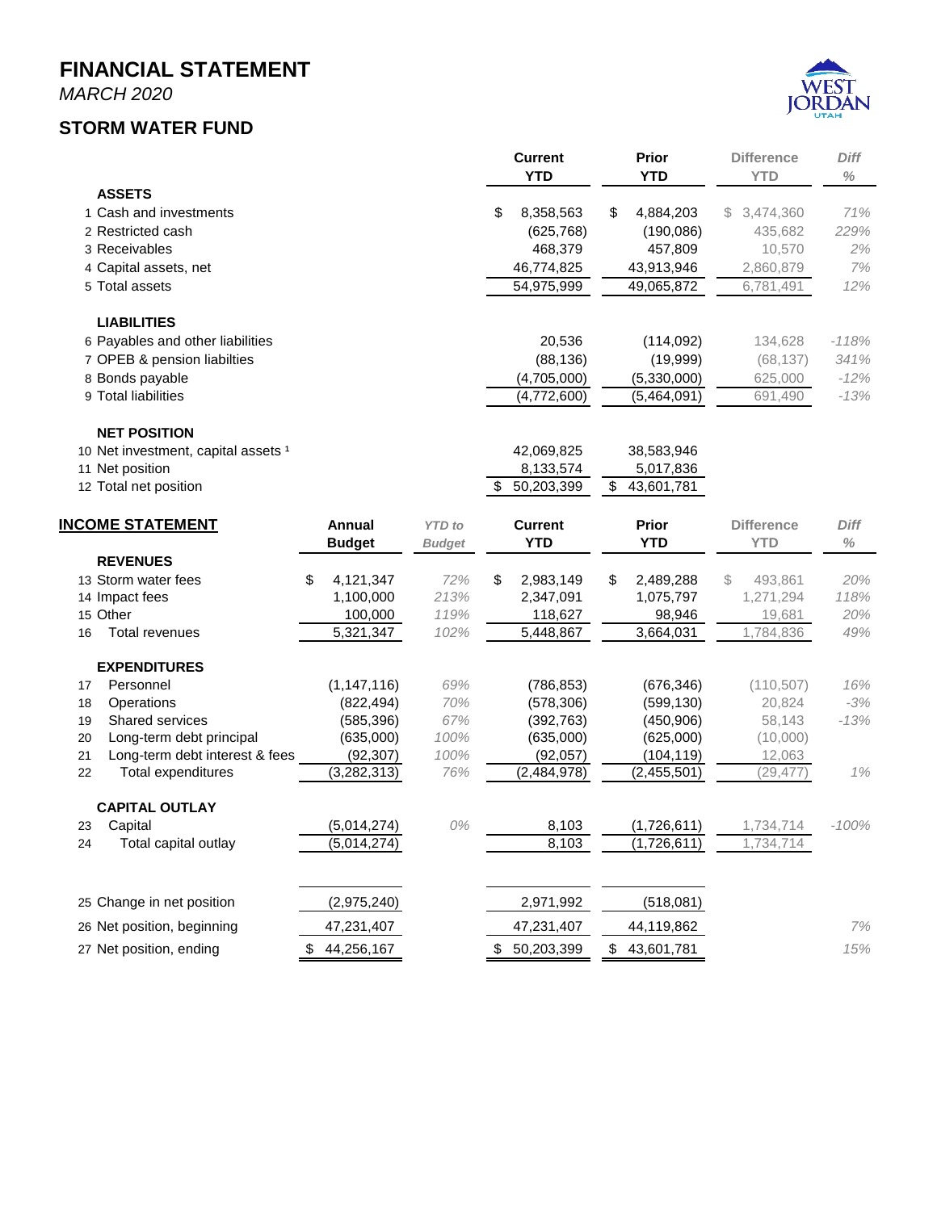# FINANCIAL STATEMENT

*MARCH 2020*

## STORM WATER FUND

| | Current YTD | Prior YTD | Difference YTD | Diff % |
|---|---|---|---|---|
| **ASSETS** | | | | |
| 1 Cash and investments | $ 8,358,563 | $ 4,884,203 | $ 3,474,360 | 71% |
| 2 Restricted cash | (625,768) | (190,086) | 435,682 | 229% |
| 3 Receivables | 468,379 | 457,809 | 10,570 | 2% |
| 4 Capital assets, net | 46,774,825 | 43,913,946 | 2,860,879 | 7% |
| 5 Total assets | 54,975,999 | 49,065,872 | 6,781,491 | 12% |
| **LIABILITIES** | | | | |
| 6 Payables and other liabilities | 20,536 | (114,092) | 134,628 | -118% |
| 7 OPEB & pension liabilties | (88,136) | (19,999) | (68,137) | 341% |
| 8 Bonds payable | (4,705,000) | (5,330,000) | 625,000 | -12% |
| 9 Total liabilities | (4,772,600) | (5,464,091) | 691,490 | -13% |
| **NET POSITION** | | | | |
| 10 Net investment, capital assets [1] | 42,069,825 | 38,583,946 | | |
| 11 Net position | 8,133,574 | 5,017,836 | | |
| 12 Total net position | $ 50,203,399 | $ 43,601,781 | | |

| **INCOME STATEMENT** | Annual Budget | *YTD to Budget* | Current YTD | Prior YTD | Difference YTD | Diff % |
|---|---|---|---|---|---|---|
| **REVENUES** | | | | | | |
| 13 Storm water fees | $ 4,121,347 | *72%* | $ 2,983,149 | $ 2,489,288 | $ 493,861 | 20% |
| 14 Impact fees | 1,100,000 | *213%* | 2,347,091 | 1,075,797 | 1,271,294 | 118% |
| 15 Other | 100,000 | *119%* | 118,627 | 98,946 | 19,681 | 20% |
| 16 Total revenues | 5,321,347 | *102%* | 5,448,867 | 3,664,031 | 1,784,836 | 49% |
| **EXPENDITURES** | | | | | | |
| 17 Personnel | (1,147,116) | *69%* | (786,853) | (676,346) | (110,507) | 16% |
| 18 Operations | (822,494) | *70%* | (578,306) | (599,130) | 20,824 | -3% |
| 19 Shared services | (585,396) | *67%* | (392,763) | (450,906) | 58,143 | -13% |
| 20 Long-term debt principal | (635,000) | *100%* | (635,000) | (625,000) | (10,000) | |
| 21 Long-term debt interest & fees | (92,307) | *100%* | (92,057) | (104,119) | 12,063 | |
| 22 Total expenditures | (3,282,313) | *76%* | (2,484,978) | (2,455,501) | (29,477) | 1% |
| **CAPITAL OUTLAY** | | | | | | |
| 23 Capital | (5,014,274) | *0%* | 8,103 | (1,726,611) | 1,734,714 | -100% |
| 24 Total capital outlay | (5,014,274) | | 8,103 | (1,726,611) | 1,734,714 | |
| 25 Change in net position | (2,975,240) | | 2,971,992 | (518,081) | | |
| 26 Net position, beginning | 47,231,407 | | 47,231,407 | 44,119,862 | | 7% |
| 27 Net position, ending | $ 44,256,167 | | $ 50,203,399 | $ 43,601,781 | | 15% |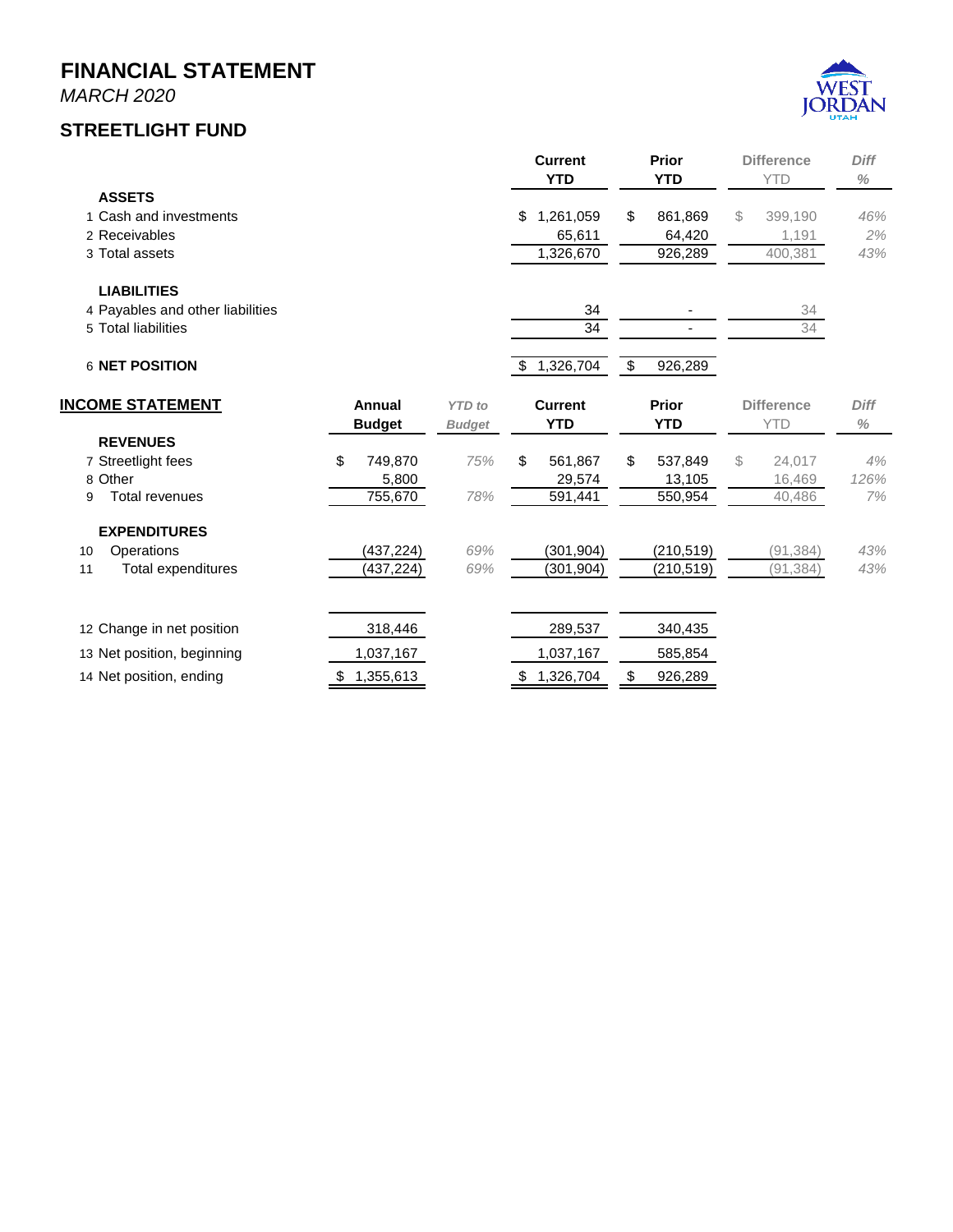# FINANCIAL STATEMENT

*MARCH 2020*

## STREETLIGHT FUND

| | Current YTD | Prior YTD | Difference YTD | Diff % |
|---|---|---|---|---|
| **ASSETS** | | | | |
| 1 Cash and investments | $ 1,261,059 | $ 861,869 | $ 399,190 | 46% |
| 2 Receivables | 65,611 | 64,420 | 1,191 | 2% |
| 3 Total assets | 1,326,670 | 926,289 | 400,381 | 43% |
| **LIABILITIES** | | | | |
| 4 Payables and other liabilities | 34 | - | 34 | |
| 5 Total liabilities | 34 | - | 34 | |
| 6 **NET POSITION** | $ 1,326,704 | $ 926,289 | | |

| **INCOME STATEMENT** | Annual Budget | *YTD to Budget* | Current YTD | Prior YTD | Difference YTD | Diff % |
|---|---|---|---|---|---|---|
| **REVENUES** | | | | | | |
| 7 Streetlight fees | $ 749,870 | 75% | $ 561,867 | $ 537,849 | $ 24,017 | 4% |
| 8 Other | 5,800 | | 29,574 | 13,105 | 16,469 | 126% |
| 9 Total revenues | 755,670 | 78% | 591,441 | 550,954 | 40,486 | 7% |
| **EXPENDITURES** | | | | | | |
| 10 Operations | (437,224) | 69% | (301,904) | (210,519) | (91,384) | 43% |
| 11 Total expenditures | (437,224) | 69% | (301,904) | (210,519) | (91,384) | 43% |
| 12 Change in net position | 318,446 | | 289,537 | 340,435 | | |
| 13 Net position, beginning | 1,037,167 | | 1,037,167 | 585,854 | | |
| 14 Net position, ending | $ 1,355,613 | | $ 1,326,704 | $ 926,289 | | |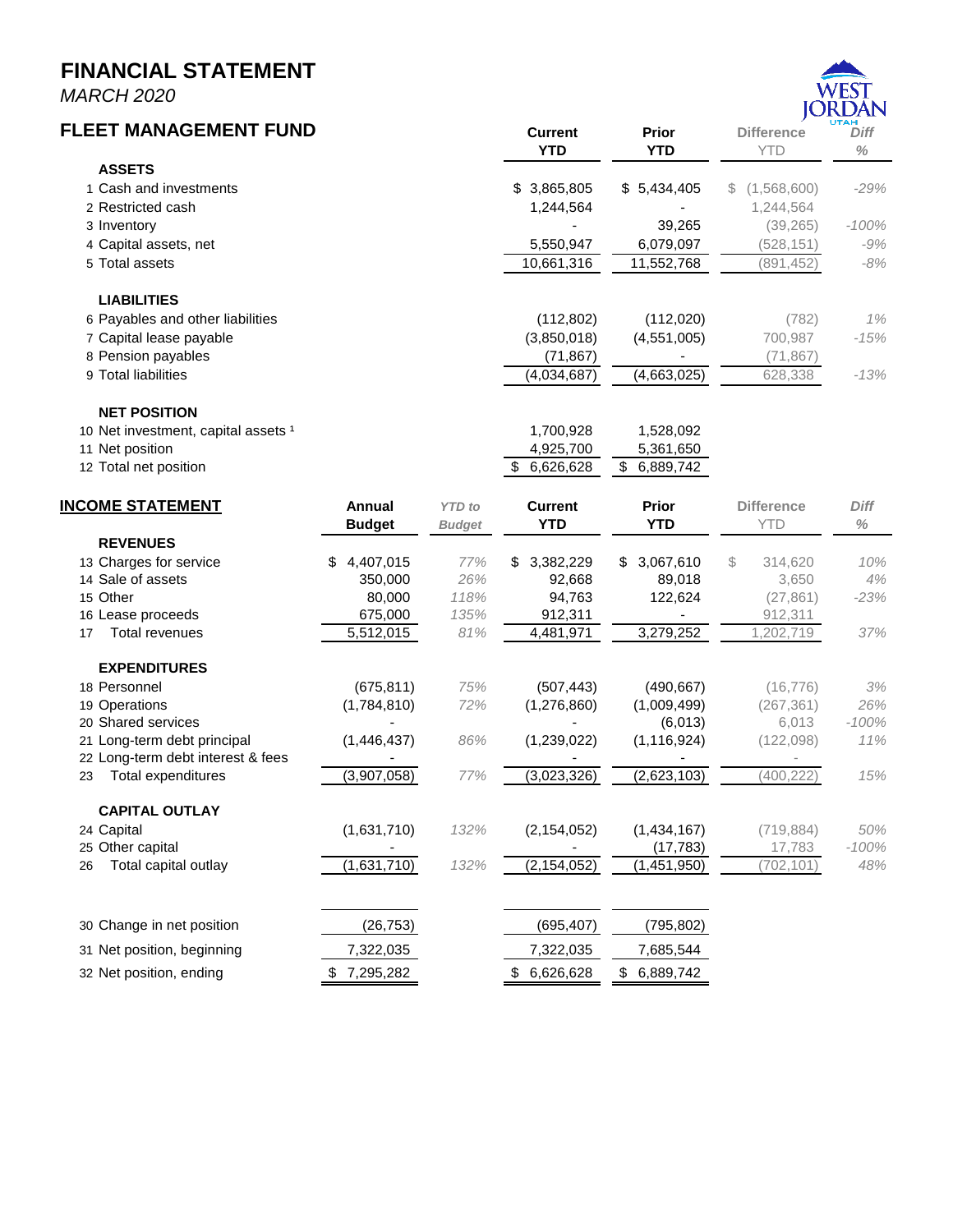# FINANCIAL STATEMENT

*MARCH 2020*

## FLEET MANAGEMENT FUND

| | Current YTD | Prior YTD | Difference YTD | Diff % |
|---|---|---|---|---|
| **ASSETS** | | | | |
| 1 Cash and investments | $ 3,865,805 | $ 5,434,405 | $ (1,568,600) | -29% |
| 2 Restricted cash | 1,244,564 | - | 1,244,564 | |
| 3 Inventory | - | 39,265 | (39,265) | -100% |
| 4 Capital assets, net | 5,550,947 | 6,079,097 | (528,151) | -9% |
| 5 Total assets | 10,661,316 | 11,552,768 | (891,452) | -8% |
| **LIABILITIES** | | | | |
| 6 Payables and other liabilities | (112,802) | (112,020) | (782) | 1% |
| 7 Capital lease payable | (3,850,018) | (4,551,005) | 700,987 | -15% |
| 8 Pension payables | (71,867) | - | (71,867) | |
| 9 Total liabilities | (4,034,687) | (4,663,025) | 628,338 | -13% |
| **NET POSITION** | | | | |
| 10 Net investment, capital assets [1] | 1,700,928 | 1,528,092 | | |
| 11 Net position | 4,925,700 | 5,361,650 | | |
| 12 Total net position | $ 6,626,628 | $ 6,889,742 | | |

## INCOME STATEMENT

| | Annual Budget | *YTD to Budget* | Current YTD | Prior YTD | Difference YTD | Diff % |
|---|---|---|---|---|---|---|
| **REVENUES** | | | | | | |
| 13 Charges for service | $ 4,407,015 | *77%* | $ 3,382,229 | $ 3,067,610 | $ 314,620 | *10%* |
| 14 Sale of assets | 350,000 | *26%* | 92,668 | 89,018 | 3,650 | *4%* |
| 15 Other | 80,000 | *118%* | 94,763 | 122,624 | (27,861) | *-23%* |
| 16 Lease proceeds | 675,000 | *135%* | 912,311 | - | 912,311 | |
| 17 Total revenues | 5,512,015 | *81%* | 4,481,971 | 3,279,252 | 1,202,719 | *37%* |
| **EXPENDITURES** | | | | | | |
| 18 Personnel | (675,811) | *75%* | (507,443) | (490,667) | (16,776) | *3%* |
| 19 Operations | (1,784,810) | *72%* | (1,276,860) | (1,009,499) | (267,361) | *26%* |
| 20 Shared services | - | | - | (6,013) | 6,013 | *-100%* |
| 21 Long-term debt principal | (1,446,437) | *86%* | (1,239,022) | (1,116,924) | (122,098) | *11%* |
| 22 Long-term debt interest & fees | - | | - | - | - | |
| 23 Total expenditures | (3,907,058) | *77%* | (3,023,326) | (2,623,103) | (400,222) | *15%* |
| **CAPITAL OUTLAY** | | | | | | |
| 24 Capital | (1,631,710) | *132%* | (2,154,052) | (1,434,167) | (719,884) | *50%* |
| 25 Other capital | - | | - | (17,783) | 17,783 | *-100%* |
| 26 Total capital outlay | (1,631,710) | *132%* | (2,154,052) | (1,451,950) | (702,101) | *48%* |
| 30 Change in net position | (26,753) | | (695,407) | (795,802) | | |
| 31 Net position, beginning | 7,322,035 | | 7,322,035 | 7,685,544 | | |
| 32 Net position, ending | $ 7,295,282 | | $ 6,626,628 | $ 6,889,742 | | |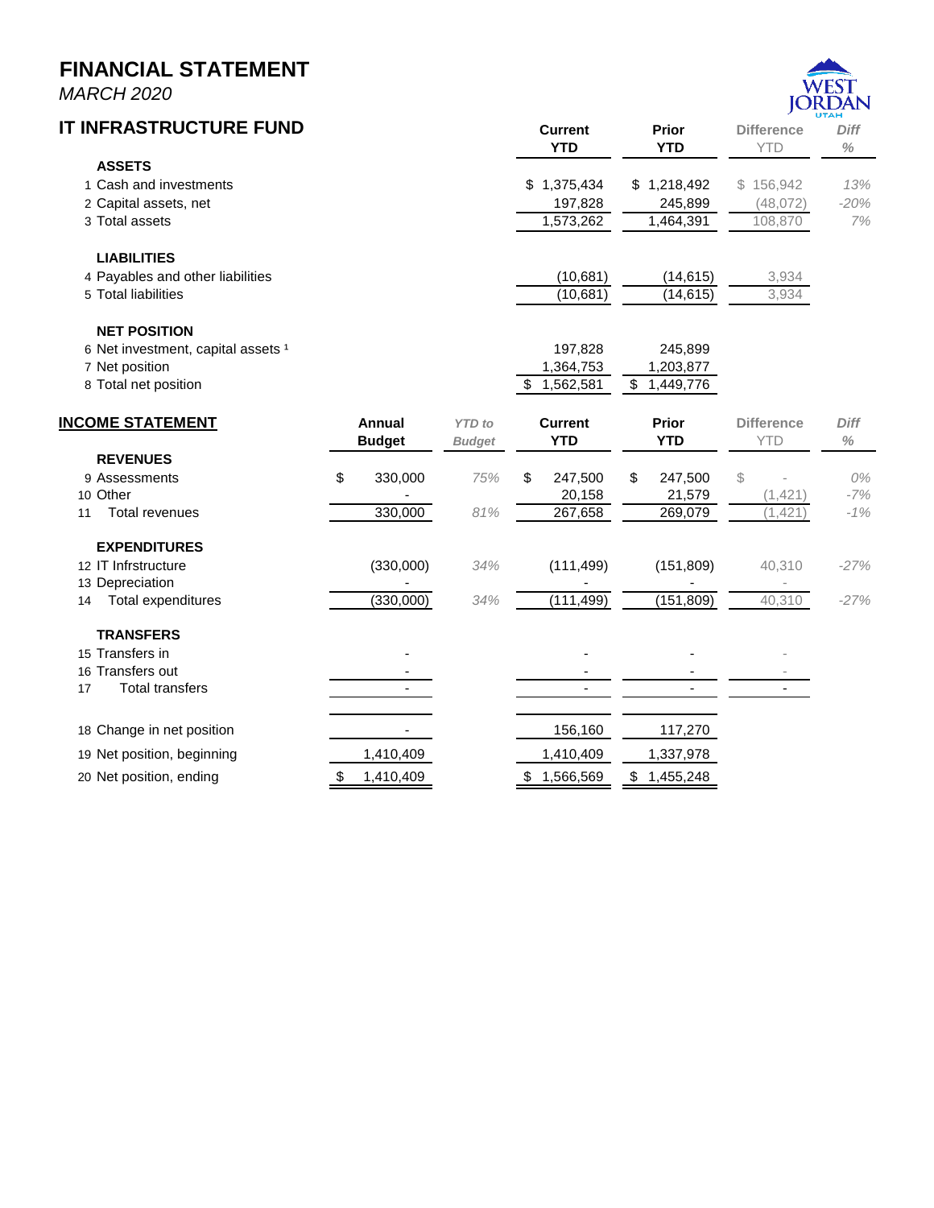# FINANCIAL STATEMENT

*MARCH 2020*

## IT INFRASTRUCTURE FUND

| | Current YTD | Prior YTD | Difference YTD | Diff % |
|---|---|---|---|---|
| **ASSETS** | | | | |
| 1 Cash and investments | $ 1,375,434 | $ 1,218,492 | $ 156,942 | 13% |
| 2 Capital assets, net | 197,828 | 245,899 | (48,072) | -20% |
| 3 Total assets | 1,573,262 | 1,464,391 | 108,870 | 7% |
| **LIABILITIES** | | | | |
| 4 Payables and other liabilities | (10,681) | (14,615) | 3,934 | |
| 5 Total liabilities | (10,681) | (14,615) | 3,934 | |
| **NET POSITION** | | | | |
| 6 Net investment, capital assets [1] | 197,828 | 245,899 | | |
| 7 Net position | 1,364,753 | 1,203,877 | | |
| 8 Total net position | $ 1,562,581 | $ 1,449,776 | | |

## INCOME STATEMENT

| | Annual Budget | *YTD to Budget* | Current YTD | Prior YTD | Difference YTD | Diff % |
|---|---|---|---|---|---|---|
| **REVENUES** | | | | | | |
| 9 Assessments | $ 330,000 | 75% | $ 247,500 | $ 247,500 | $ - | 0% |
| 10 Other | - | | 20,158 | 21,579 | (1,421) | -7% |
| 11 Total revenues | 330,000 | 81% | 267,658 | 269,079 | (1,421) | -1% |
| **EXPENDITURES** | | | | | | |
| 12 IT Infrstructure | (330,000) | 34% | (111,499) | (151,809) | 40,310 | -27% |
| 13 Depreciation | - | | - | - | - | |
| 14 Total expenditures | (330,000) | 34% | (111,499) | (151,809) | 40,310 | -27% |
| **TRANSFERS** | | | | | | |
| 15 Transfers in | - | | - | - | - | |
| 16 Transfers out | - | | - | - | - | |
| 17 Total transfers | - | | - | - | - | |
| 18 Change in net position | - | | 156,160 | 117,270 | | |
| 19 Net position, beginning | 1,410,409 | | 1,410,409 | 1,337,978 | | |
| 20 Net position, ending | $ 1,410,409 | | $ 1,566,569 | $ 1,455,248 | | |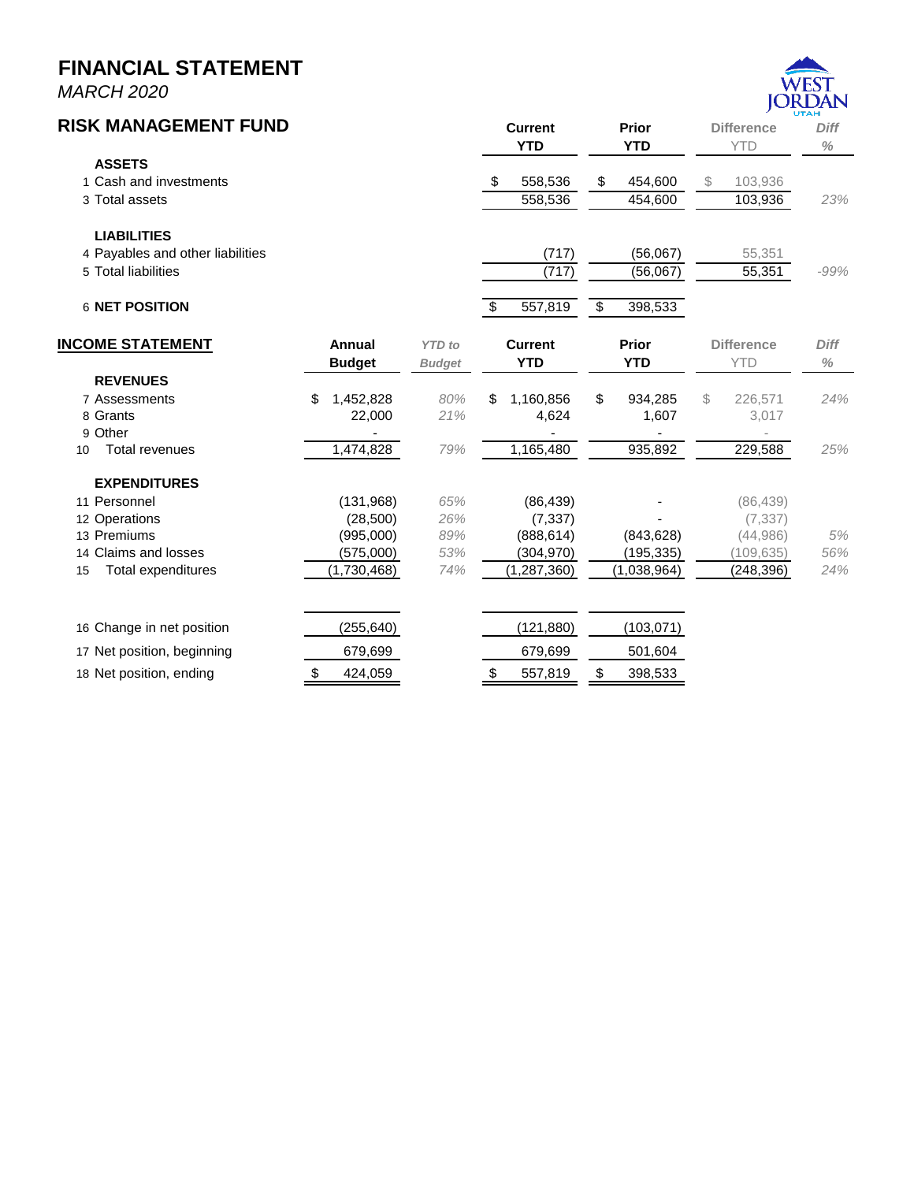# FINANCIAL STATEMENT

*MARCH 2020*

## RISK MANAGEMENT FUND

| | Current YTD | Prior YTD | Difference YTD | Diff % |
|---|---|---|---|---|
| **ASSETS** | | | | |
| 1 Cash and investments | $ 558,536 | $ 454,600 | $ 103,936 | |
| 3 Total assets | 558,536 | 454,600 | 103,936 | 23% |
| **LIABILITIES** | | | | |
| 4 Payables and other liabilities | (717) | (56,067) | 55,351 | |
| 5 Total liabilities | (717) | (56,067) | 55,351 | -99% |
| 6 **NET POSITION** | $ 557,819 | $ 398,533 | | |

| **INCOME STATEMENT** | Annual Budget | *YTD to Budget* | Current YTD | Prior YTD | Difference YTD | Diff % |
|---|---|---|---|---|---|---|
| **REVENUES** | | | | | | |
| 7 Assessments | $ 1,452,828 | 80% | $ 1,160,856 | $ 934,285 | $ 226,571 | 24% |
| 8 Grants | 22,000 | 21% | 4,624 | 1,607 | 3,017 | |
| 9 Other | - | | - | - | - | |
| 10 Total revenues | 1,474,828 | 79% | 1,165,480 | 935,892 | 229,588 | 25% |
| **EXPENDITURES** | | | | | | |
| 11 Personnel | (131,968) | 65% | (86,439) | - | (86,439) | |
| 12 Operations | (28,500) | 26% | (7,337) | - | (7,337) | |
| 13 Premiums | (995,000) | 89% | (888,614) | (843,628) | (44,986) | 5% |
| 14 Claims and losses | (575,000) | 53% | (304,970) | (195,335) | (109,635) | 56% |
| 15 Total expenditures | (1,730,468) | 74% | (1,287,360) | (1,038,964) | (248,396) | 24% |
| 16 Change in net position | (255,640) | | (121,880) | (103,071) | | |
| 17 Net position, beginning | 679,699 | | 679,699 | 501,604 | | |
| 18 Net position, ending | $ 424,059 | | $ 557,819 | $ 398,533 | | |